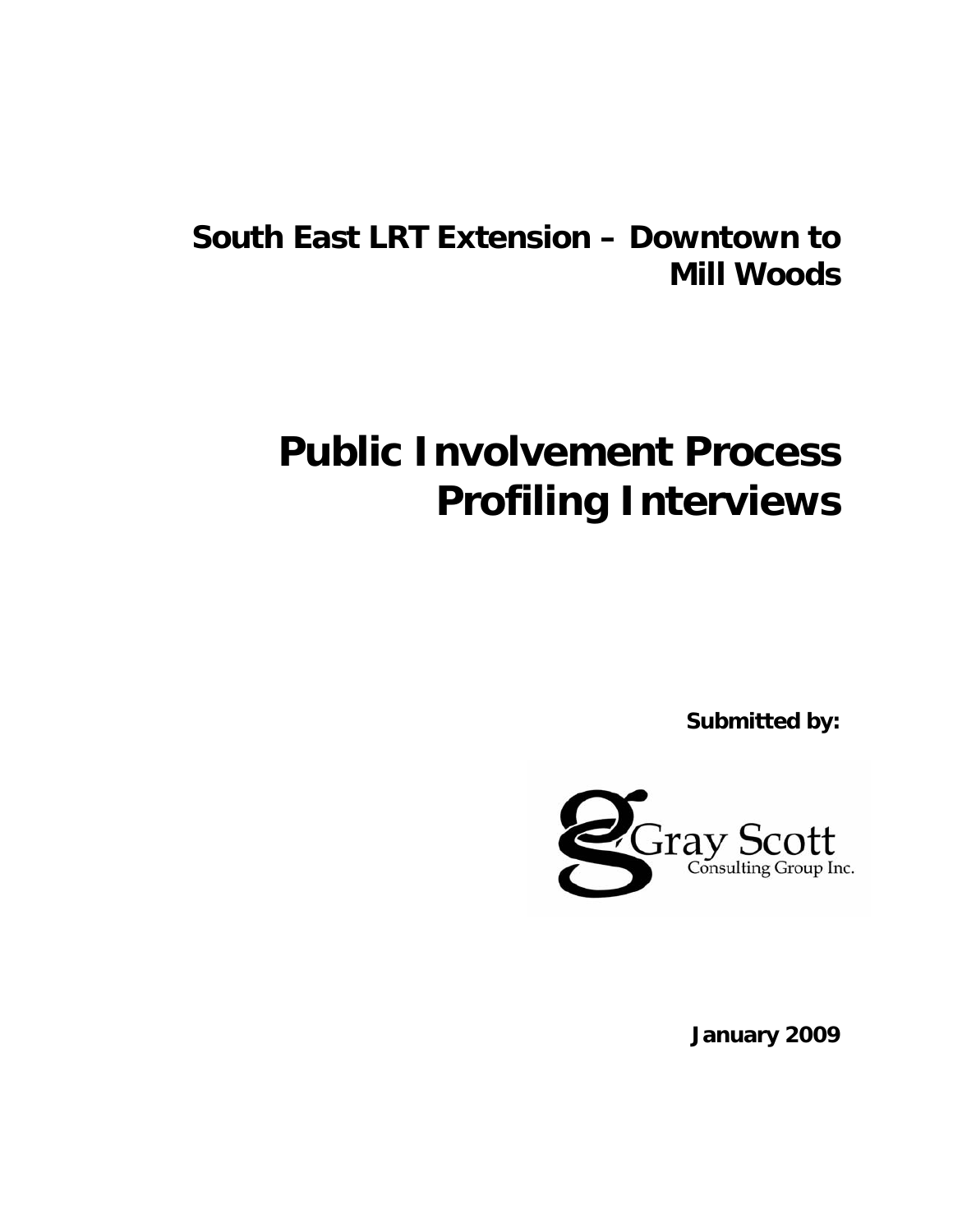# South East LRT Extension – Downtown to Mill Woods

# Public Involvement Process Profiling Interviews

**Submitted by:**

Gray Scott Consulting Group Inc.

**January 2009**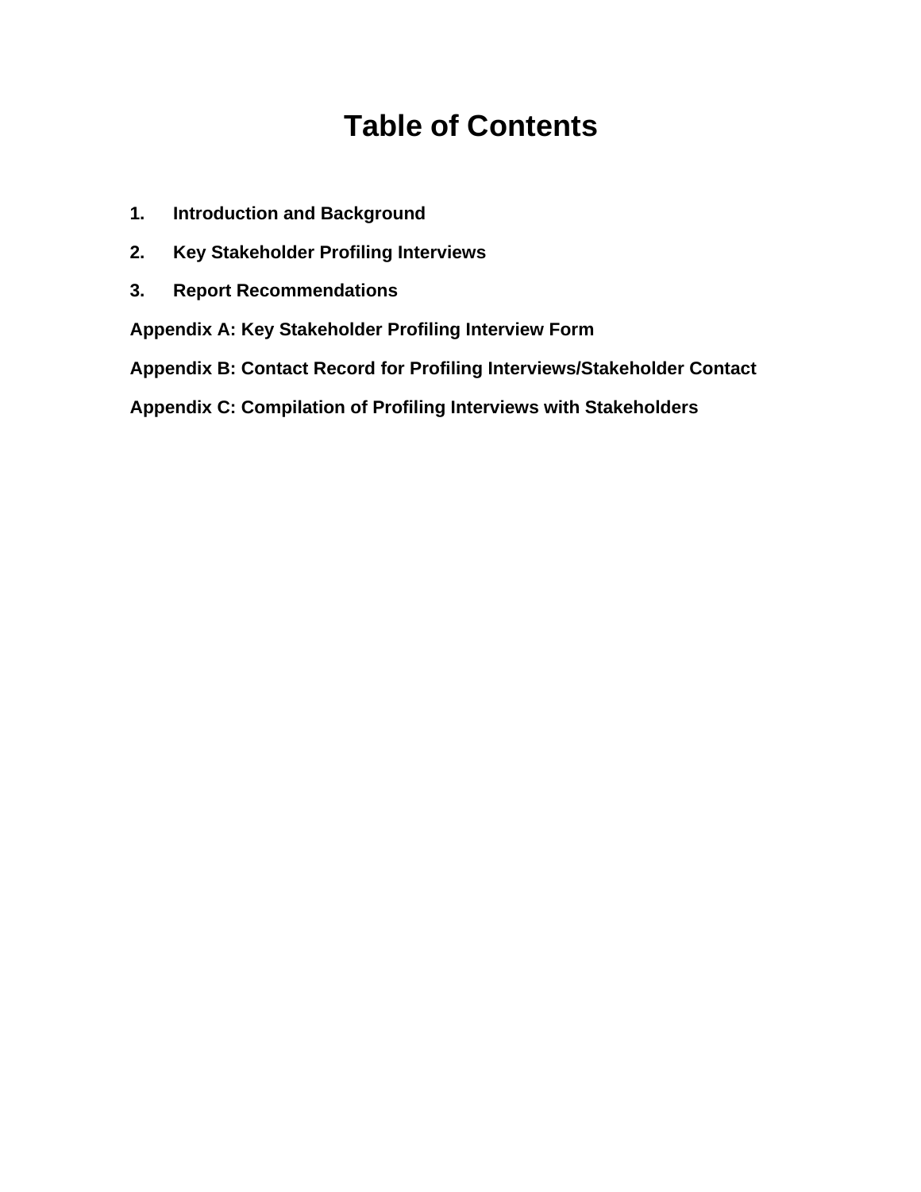# Table of Contents

1. **Introduction and Background**
2. **Key Stakeholder Profiling Interviews**
3. **Report Recommendations**

**Appendix A: Key Stakeholder Profiling Interview Form**

**Appendix B: Contact Record for Profiling Interviews/Stakeholder Contact**

**Appendix C: Compilation of Profiling Interviews with Stakeholders**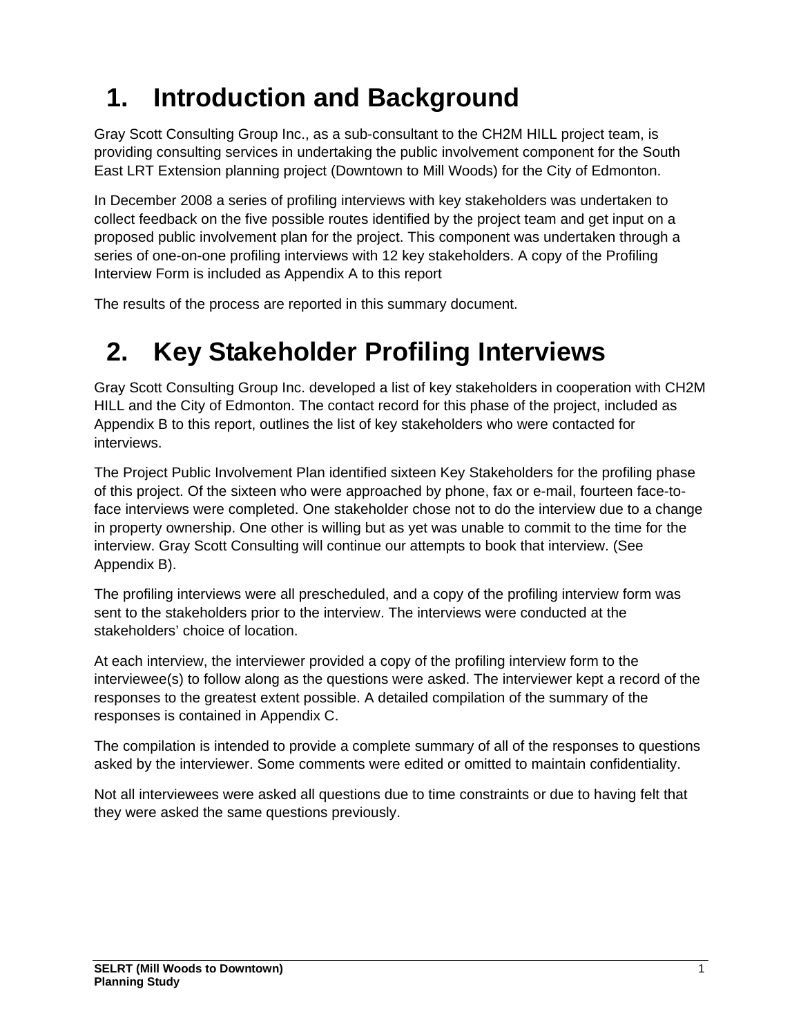# 1. Introduction and Background

Gray Scott Consulting Group Inc., as a sub-consultant to the CH2M HILL project team, is providing consulting services in undertaking the public involvement component for the South East LRT Extension planning project (Downtown to Mill Woods) for the City of Edmonton.

In December 2008 a series of profiling interviews with key stakeholders was undertaken to collect feedback on the five possible routes identified by the project team and get input on a proposed public involvement plan for the project. This component was undertaken through a series of one-on-one profiling interviews with 12 key stakeholders. A copy of the Profiling Interview Form is included as Appendix A to this report

The results of the process are reported in this summary document.

# 2. Key Stakeholder Profiling Interviews

Gray Scott Consulting Group Inc. developed a list of key stakeholders in cooperation with CH2M HILL and the City of Edmonton. The contact record for this phase of the project, included as Appendix B to this report, outlines the list of key stakeholders who were contacted for interviews.

The Project Public Involvement Plan identified sixteen Key Stakeholders for the profiling phase of this project. Of the sixteen who were approached by phone, fax or e-mail, fourteen face-to-face interviews were completed. One stakeholder chose not to do the interview due to a change in property ownership. One other is willing but as yet was unable to commit to the time for the interview. Gray Scott Consulting will continue our attempts to book that interview. (See Appendix B).

The profiling interviews were all prescheduled, and a copy of the profiling interview form was sent to the stakeholders prior to the interview. The interviews were conducted at the stakeholders' choice of location.

At each interview, the interviewer provided a copy of the profiling interview form to the interviewee(s) to follow along as the questions were asked. The interviewer kept a record of the responses to the greatest extent possible. A detailed compilation of the summary of the responses is contained in Appendix C.

The compilation is intended to provide a complete summary of all of the responses to questions asked by the interviewer. Some comments were edited or omitted to maintain confidentiality.

Not all interviewees were asked all questions due to time constraints or due to having felt that they were asked the same questions previously.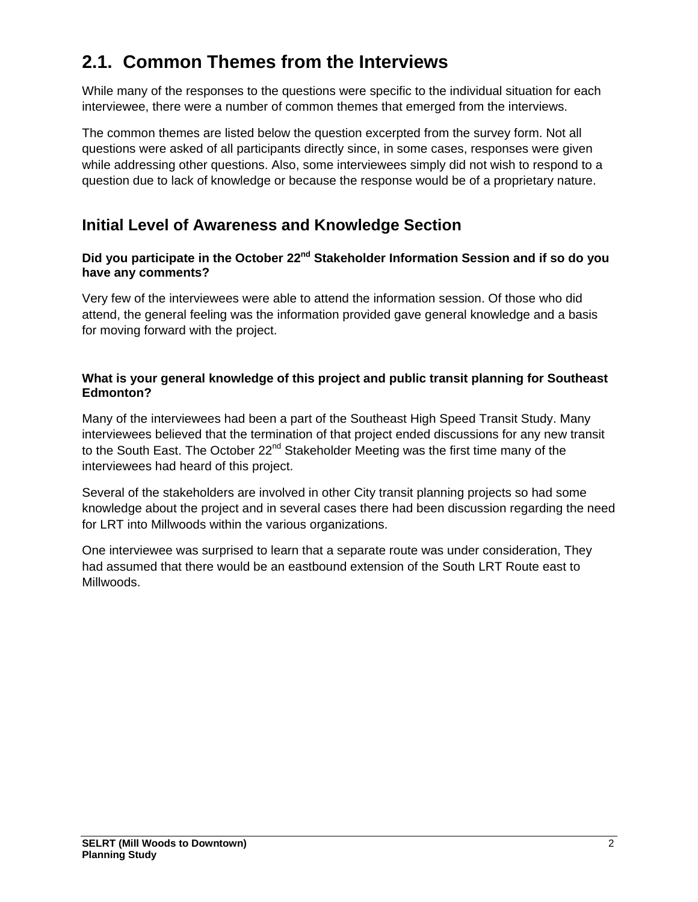## 2.1. Common Themes from the Interviews

While many of the responses to the questions were specific to the individual situation for each interviewee, there were a number of common themes that emerged from the interviews.

The common themes are listed below the question excerpted from the survey form. Not all questions were asked of all participants directly since, in some cases, responses were given while addressing other questions. Also, some interviewees simply did not wish to respond to a question due to lack of knowledge or because the response would be of a proprietary nature.

### Initial Level of Awareness and Knowledge Section

**Did you participate in the October 22nd Stakeholder Information Session and if so do you have any comments?**

Very few of the interviewees were able to attend the information session. Of those who did attend, the general feeling was the information provided gave general knowledge and a basis for moving forward with the project.

**What is your general knowledge of this project and public transit planning for Southeast Edmonton?**

Many of the interviewees had been a part of the Southeast High Speed Transit Study. Many interviewees believed that the termination of that project ended discussions for any new transit to the South East. The October 22nd Stakeholder Meeting was the first time many of the interviewees had heard of this project.

Several of the stakeholders are involved in other City transit planning projects so had some knowledge about the project and in several cases there had been discussion regarding the need for LRT into Millwoods within the various organizations.

One interviewee was surprised to learn that a separate route was under consideration, They had assumed that there would be an eastbound extension of the South LRT Route east to Millwoods.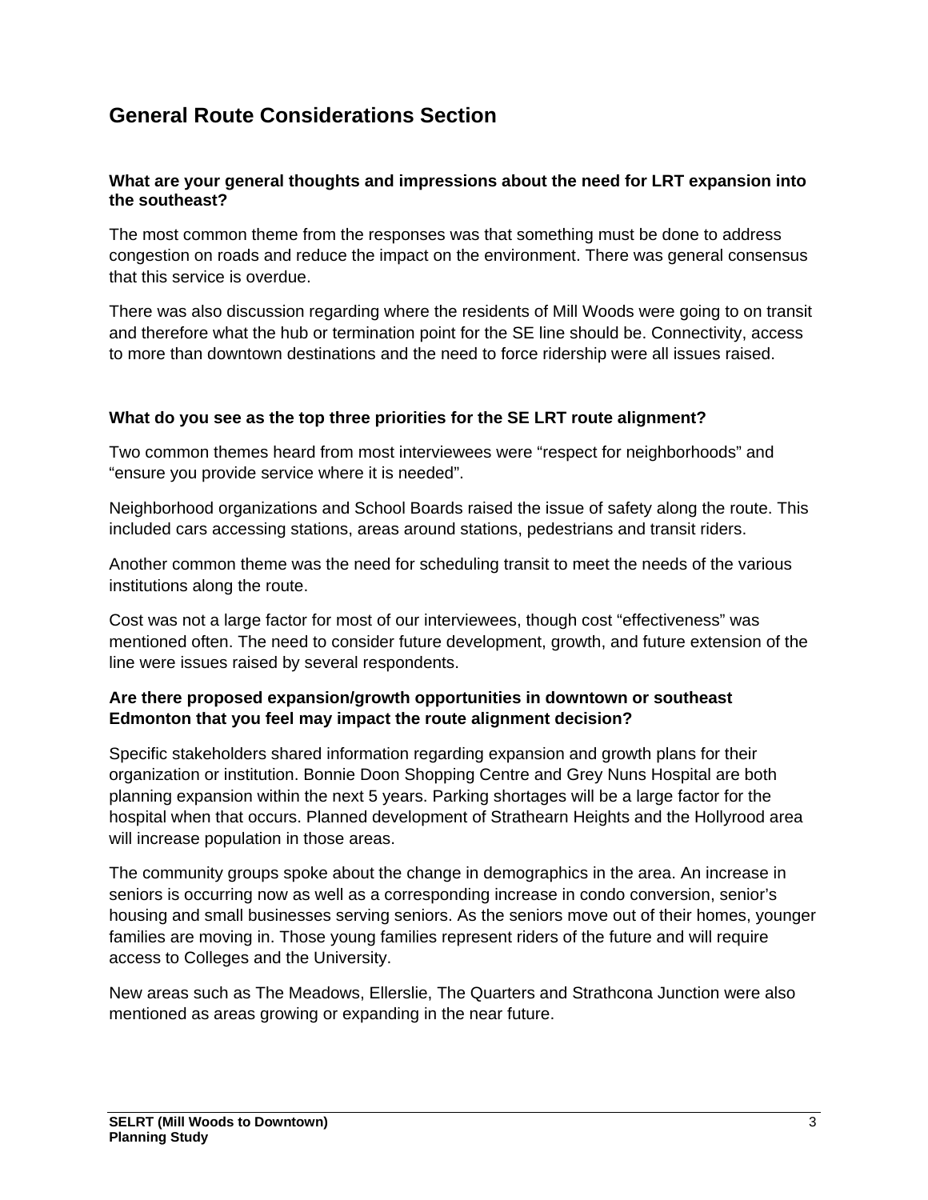## General Route Considerations Section

**What are your general thoughts and impressions about the need for LRT expansion into the southeast?**

The most common theme from the responses was that something must be done to address congestion on roads and reduce the impact on the environment. There was general consensus that this service is overdue.

There was also discussion regarding where the residents of Mill Woods were going to on transit and therefore what the hub or termination point for the SE line should be. Connectivity, access to more than downtown destinations and the need to force ridership were all issues raised.

**What do you see as the top three priorities for the SE LRT route alignment?**

Two common themes heard from most interviewees were "respect for neighborhoods" and "ensure you provide service where it is needed".

Neighborhood organizations and School Boards raised the issue of safety along the route. This included cars accessing stations, areas around stations, pedestrians and transit riders.

Another common theme was the need for scheduling transit to meet the needs of the various institutions along the route.

Cost was not a large factor for most of our interviewees, though cost "effectiveness" was mentioned often. The need to consider future development, growth, and future extension of the line were issues raised by several respondents.

**Are there proposed expansion/growth opportunities in downtown or southeast Edmonton that you feel may impact the route alignment decision?**

Specific stakeholders shared information regarding expansion and growth plans for their organization or institution. Bonnie Doon Shopping Centre and Grey Nuns Hospital are both planning expansion within the next 5 years. Parking shortages will be a large factor for the hospital when that occurs. Planned development of Strathearn Heights and the Hollyrood area will increase population in those areas.

The community groups spoke about the change in demographics in the area. An increase in seniors is occurring now as well as a corresponding increase in condo conversion, senior's housing and small businesses serving seniors. As the seniors move out of their homes, younger families are moving in. Those young families represent riders of the future and will require access to Colleges and the University.

New areas such as The Meadows, Ellerslie, The Quarters and Strathcona Junction were also mentioned as areas growing or expanding in the near future.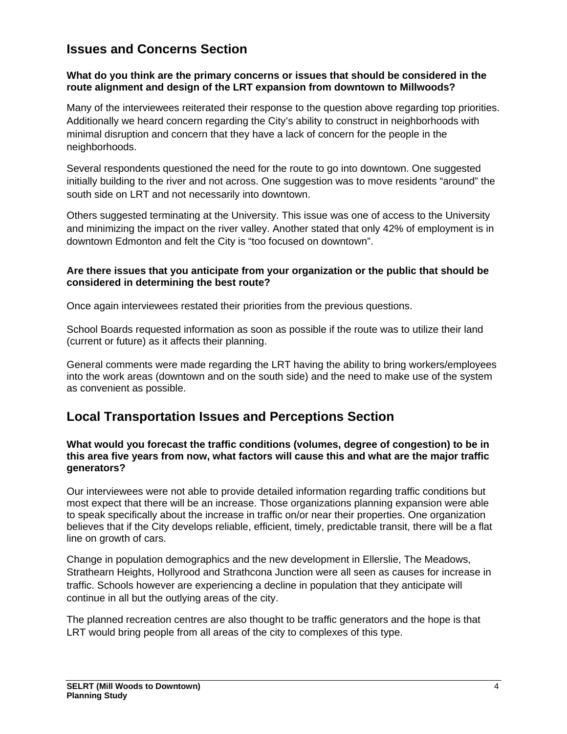## Issues and Concerns Section

**What do you think are the primary concerns or issues that should be considered in the route alignment and design of the LRT expansion from downtown to Millwoods?**

Many of the interviewees reiterated their response to the question above regarding top priorities. Additionally we heard concern regarding the City's ability to construct in neighborhoods with minimal disruption and concern that they have a lack of concern for the people in the neighborhoods.

Several respondents questioned the need for the route to go into downtown. One suggested initially building to the river and not across. One suggestion was to move residents "around" the south side on LRT and not necessarily into downtown.

Others suggested terminating at the University. This issue was one of access to the University and minimizing the impact on the river valley. Another stated that only 42% of employment is in downtown Edmonton and felt the City is "too focused on downtown".

**Are there issues that you anticipate from your organization or the public that should be considered in determining the best route?**

Once again interviewees restated their priorities from the previous questions.

School Boards requested information as soon as possible if the route was to utilize their land (current or future) as it affects their planning.

General comments were made regarding the LRT having the ability to bring workers/employees into the work areas (downtown and on the south side) and the need to make use of the system as convenient as possible.

## Local Transportation Issues and Perceptions Section

**What would you forecast the traffic conditions (volumes, degree of congestion) to be in this area five years from now, what factors will cause this and what are the major traffic generators?**

Our interviewees were not able to provide detailed information regarding traffic conditions but most expect that there will be an increase. Those organizations planning expansion were able to speak specifically about the increase in traffic on/or near their properties. One organization believes that if the City develops reliable, efficient, timely, predictable transit, there will be a flat line on growth of cars.

Change in population demographics and the new development in Ellerslie, The Meadows, Strathearn Heights, Hollyrood and Strathcona Junction were all seen as causes for increase in traffic. Schools however are experiencing a decline in population that they anticipate will continue in all but the outlying areas of the city.

The planned recreation centres are also thought to be traffic generators and the hope is that LRT would bring people from all areas of the city to complexes of this type.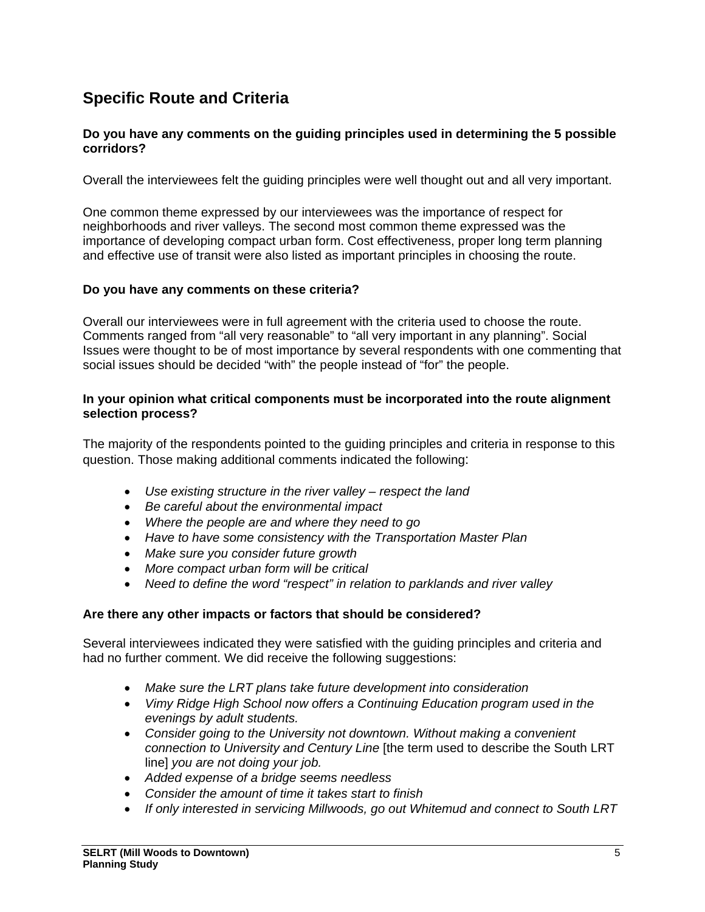## Specific Route and Criteria

**Do you have any comments on the guiding principles used in determining the 5 possible corridors?**

Overall the interviewees felt the guiding principles were well thought out and all very important.

One common theme expressed by our interviewees was the importance of respect for neighborhoods and river valleys. The second most common theme expressed was the importance of developing compact urban form. Cost effectiveness, proper long term planning and effective use of transit were also listed as important principles in choosing the route.

**Do you have any comments on these criteria?**

Overall our interviewees were in full agreement with the criteria used to choose the route. Comments ranged from "all very reasonable" to "all very important in any planning". Social Issues were thought to be of most importance by several respondents with one commenting that social issues should be decided "with" the people instead of "for" the people.

**In your opinion what critical components must be incorporated into the route alignment selection process?**

The majority of the respondents pointed to the guiding principles and criteria in response to this question. Those making additional comments indicated the following:

- *Use existing structure in the river valley – respect the land*
- *Be careful about the environmental impact*
- *Where the people are and where they need to go*
- *Have to have some consistency with the Transportation Master Plan*
- *Make sure you consider future growth*
- *More compact urban form will be critical*
- *Need to define the word "respect" in relation to parklands and river valley*

**Are there any other impacts or factors that should be considered?**

Several interviewees indicated they were satisfied with the guiding principles and criteria and had no further comment. We did receive the following suggestions:

- *Make sure the LRT plans take future development into consideration*
- *Vimy Ridge High School now offers a Continuing Education program used in the evenings by adult students.*
- *Consider going to the University not downtown. Without making a convenient connection to University and Century Line* [the term used to describe the South LRT line] *you are not doing your job.*
- *Added expense of a bridge seems needless*
- *Consider the amount of time it takes start to finish*
- *If only interested in servicing Millwoods, go out Whitemud and connect to South LRT*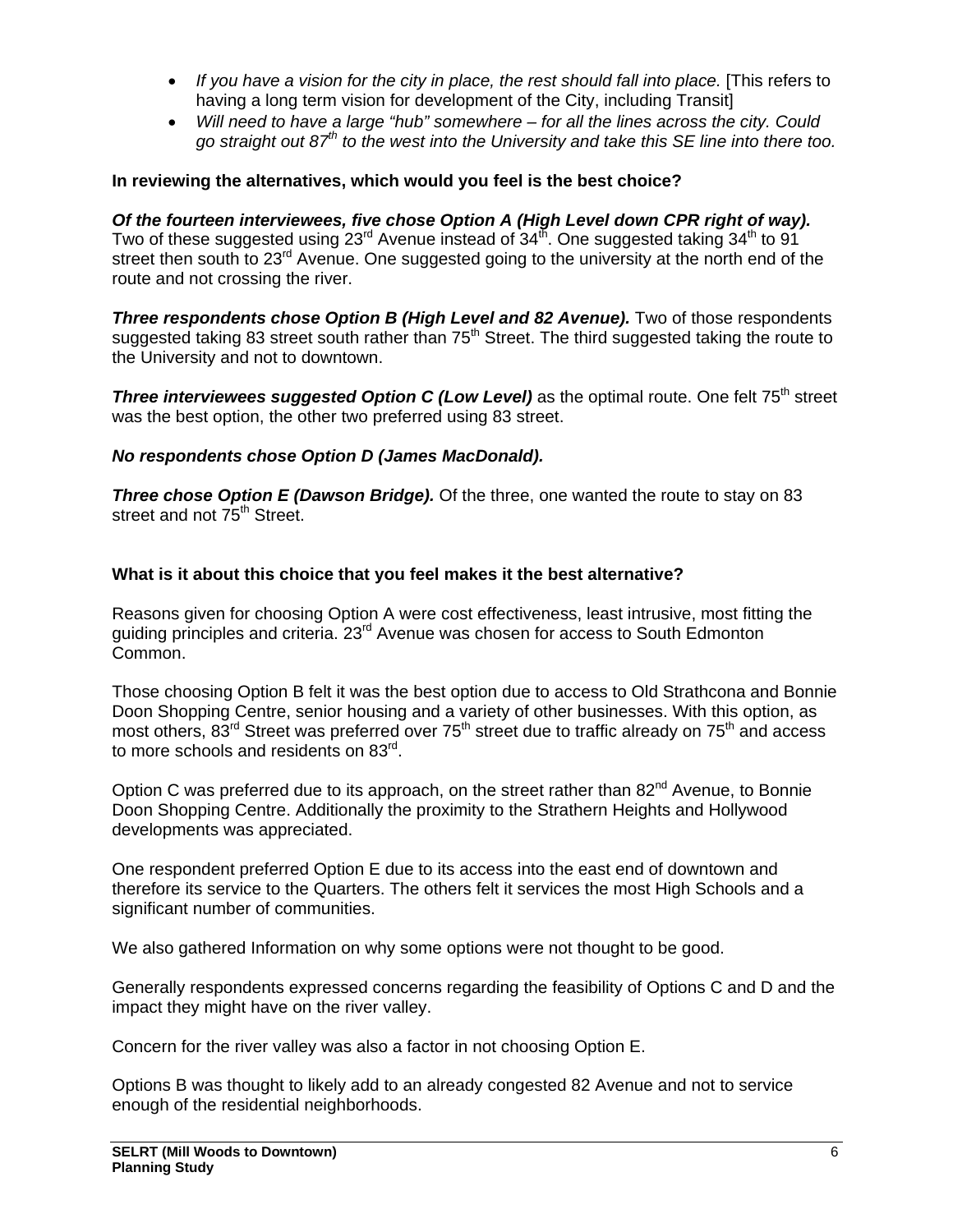- *If you have a vision for the city in place, the rest should fall into place.* [This refers to having a long term vision for development of the City, including Transit]
- *Will need to have a large "hub" somewhere – for all the lines across the city. Could go straight out 87$^{th}$ to the west into the University and take this SE line into there too.*

**In reviewing the alternatives, which would you feel is the best choice?**

***Of the fourteen interviewees, five chose Option A (High Level down CPR right of way).*** Two of these suggested using 23$^{rd}$ Avenue instead of 34$^{th}$. One suggested taking 34$^{th}$ to 91 street then south to 23$^{rd}$ Avenue. One suggested going to the university at the north end of the route and not crossing the river.

***Three respondents chose Option B (High Level and 82 Avenue).*** Two of those respondents suggested taking 83 street south rather than 75$^{th}$ Street. The third suggested taking the route to the University and not to downtown.

***Three interviewees suggested Option C (Low Level)*** as the optimal route. One felt 75$^{th}$ street was the best option, the other two preferred using 83 street.

***No respondents chose Option D (James MacDonald).***

***Three chose Option E (Dawson Bridge).*** Of the three, one wanted the route to stay on 83 street and not 75$^{th}$ Street.

**What is it about this choice that you feel makes it the best alternative?**

Reasons given for choosing Option A were cost effectiveness, least intrusive, most fitting the guiding principles and criteria. 23$^{rd}$ Avenue was chosen for access to South Edmonton Common.

Those choosing Option B felt it was the best option due to access to Old Strathcona and Bonnie Doon Shopping Centre, senior housing and a variety of other businesses. With this option, as most others, 83$^{rd}$ Street was preferred over 75$^{th}$ street due to traffic already on 75$^{th}$ and access to more schools and residents on 83$^{rd}$.

Option C was preferred due to its approach, on the street rather than 82$^{nd}$ Avenue, to Bonnie Doon Shopping Centre. Additionally the proximity to the Strathern Heights and Hollywood developments was appreciated.

One respondent preferred Option E due to its access into the east end of downtown and therefore its service to the Quarters. The others felt it services the most High Schools and a significant number of communities.

We also gathered Information on why some options were not thought to be good.

Generally respondents expressed concerns regarding the feasibility of Options C and D and the impact they might have on the river valley.

Concern for the river valley was also a factor in not choosing Option E.

Options B was thought to likely add to an already congested 82 Avenue and not to service enough of the residential neighborhoods.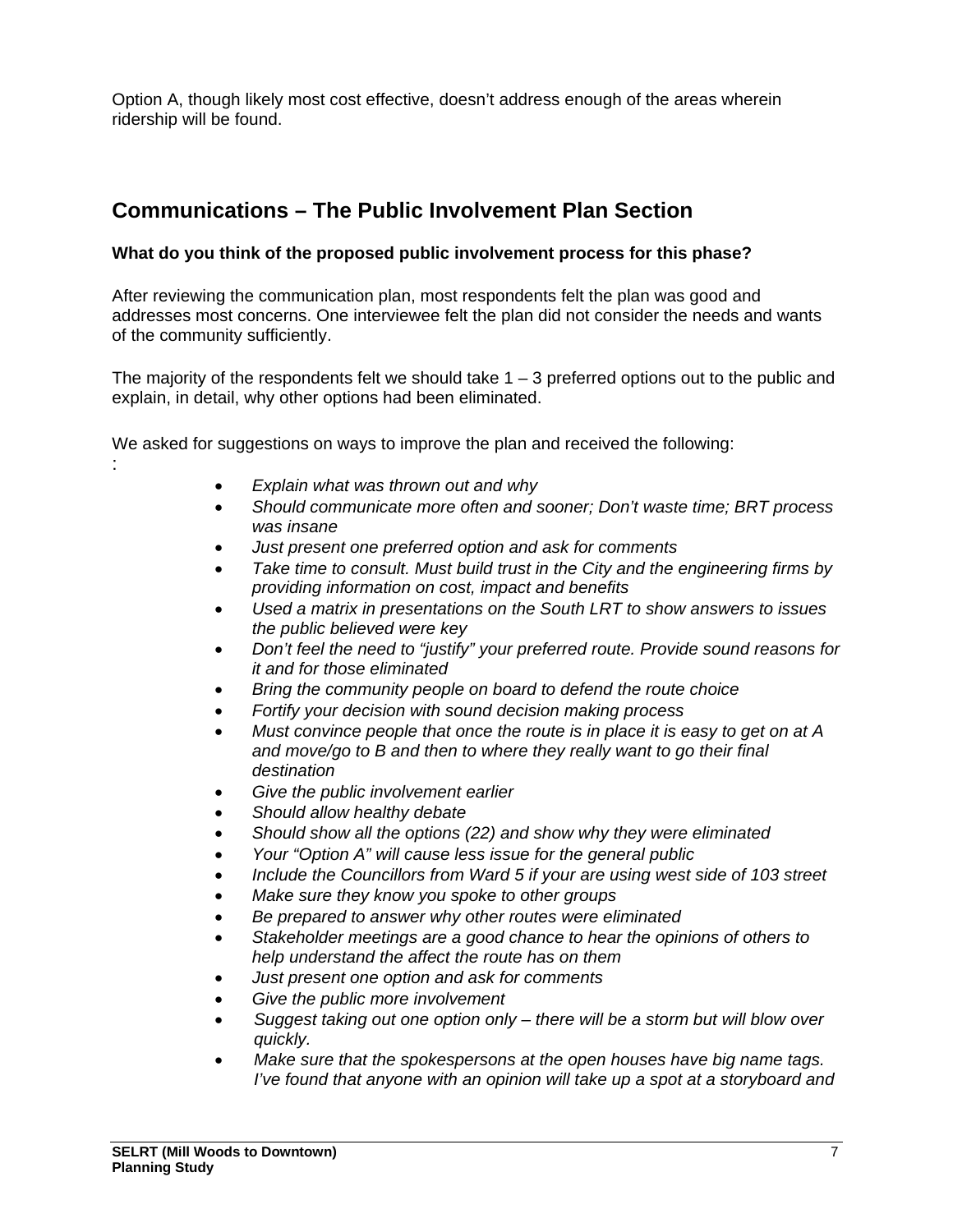Option A, though likely most cost effective, doesn't address enough of the areas wherein ridership will be found.

## Communications – The Public Involvement Plan Section

**What do you think of the proposed public involvement process for this phase?**

After reviewing the communication plan, most respondents felt the plan was good and addresses most concerns. One interviewee felt the plan did not consider the needs and wants of the community sufficiently.

The majority of the respondents felt we should take 1 – 3 preferred options out to the public and explain, in detail, why other options had been eliminated.

We asked for suggestions on ways to improve the plan and received the following:
:

- *Explain what was thrown out and why*
- *Should communicate more often and sooner; Don't waste time; BRT process was insane*
- *Just present one preferred option and ask for comments*
- *Take time to consult. Must build trust in the City and the engineering firms by providing information on cost, impact and benefits*
- *Used a matrix in presentations on the South LRT to show answers to issues the public believed were key*
- *Don't feel the need to "justify" your preferred route. Provide sound reasons for it and for those eliminated*
- *Bring the community people on board to defend the route choice*
- *Fortify your decision with sound decision making process*
- *Must convince people that once the route is in place it is easy to get on at A and move/go to B and then to where they really want to go their final destination*
- *Give the public involvement earlier*
- *Should allow healthy debate*
- *Should show all the options (22) and show why they were eliminated*
- *Your "Option A" will cause less issue for the general public*
- *Include the Councillors from Ward 5 if your are using west side of 103 street*
- *Make sure they know you spoke to other groups*
- *Be prepared to answer why other routes were eliminated*
- *Stakeholder meetings are a good chance to hear the opinions of others to help understand the affect the route has on them*
- *Just present one option and ask for comments*
- *Give the public more involvement*
- *Suggest taking out one option only – there will be a storm but will blow over quickly.*
- *Make sure that the spokespersons at the open houses have big name tags. I've found that anyone with an opinion will take up a spot at a storyboard and*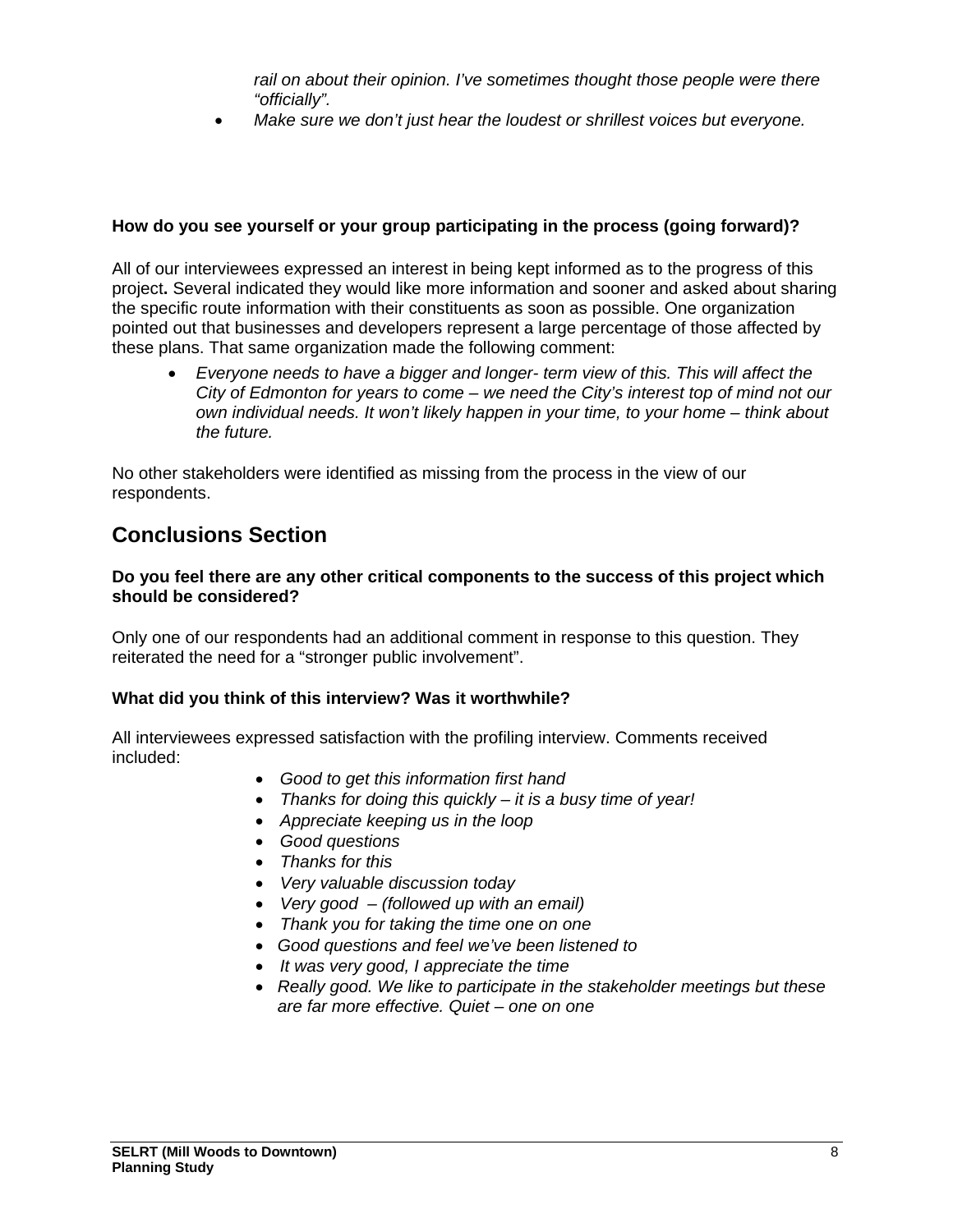*rail on about their opinion. I've sometimes thought those people were there "officially".*

- *Make sure we don't just hear the loudest or shrillest voices but everyone.*

**How do you see yourself or your group participating in the process (going forward)?**

All of our interviewees expressed an interest in being kept informed as to the progress of this project**.** Several indicated they would like more information and sooner and asked about sharing the specific route information with their constituents as soon as possible. One organization pointed out that businesses and developers represent a large percentage of those affected by these plans. That same organization made the following comment:

- *Everyone needs to have a bigger and longer- term view of this. This will affect the City of Edmonton for years to come – we need the City's interest top of mind not our own individual needs. It won't likely happen in your time, to your home – think about the future.*

No other stakeholders were identified as missing from the process in the view of our respondents.

## Conclusions Section

**Do you feel there are any other critical components to the success of this project which should be considered?**

Only one of our respondents had an additional comment in response to this question. They reiterated the need for a "stronger public involvement".

**What did you think of this interview? Was it worthwhile?**

All interviewees expressed satisfaction with the profiling interview. Comments received included:

- *Good to get this information first hand*
- *Thanks for doing this quickly – it is a busy time of year!*
- *Appreciate keeping us in the loop*
- *Good questions*
- *Thanks for this*
- *Very valuable discussion today*
- *Very good – (followed up with an email)*
- *Thank you for taking the time one on one*
- *Good questions and feel we've been listened to*
- *It was very good, I appreciate the time*
- *Really good. We like to participate in the stakeholder meetings but these are far more effective. Quiet – one on one*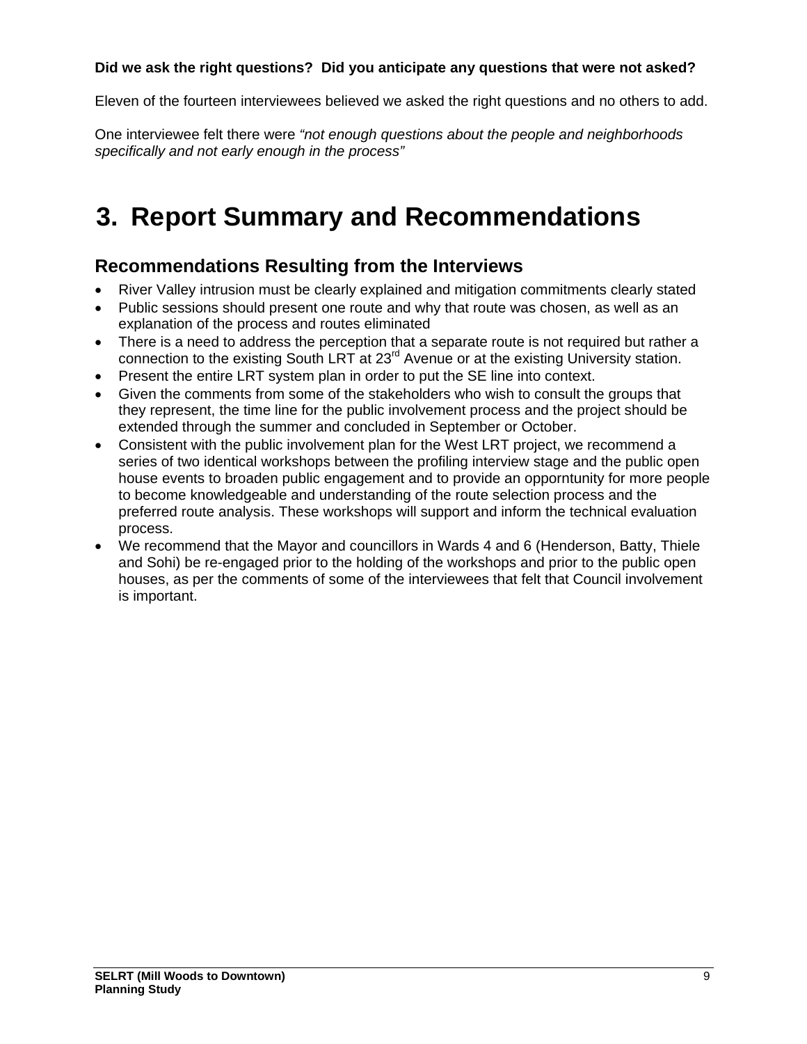**Did we ask the right questions?  Did you anticipate any questions that were not asked?**

Eleven of the fourteen interviewees believed we asked the right questions and no others to add.

One interviewee felt there were *"not enough questions about the people and neighborhoods specifically and not early enough in the process"*

# 3. Report Summary and Recommendations

## Recommendations Resulting from the Interviews

- River Valley intrusion must be clearly explained and mitigation commitments clearly stated
- Public sessions should present one route and why that route was chosen, as well as an explanation of the process and routes eliminated
- There is a need to address the perception that a separate route is not required but rather a connection to the existing South LRT at 23rd Avenue or at the existing University station.
- Present the entire LRT system plan in order to put the SE line into context.
- Given the comments from some of the stakeholders who wish to consult the groups that they represent, the time line for the public involvement process and the project should be extended through the summer and concluded in September or October.
- Consistent with the public involvement plan for the West LRT project, we recommend a series of two identical workshops between the profiling interview stage and the public open house events to broaden public engagement and to provide an opporntunity for more people to become knowledgeable and understanding of the route selection process and the preferred route analysis. These workshops will support and inform the technical evaluation process.
- We recommend that the Mayor and councillors in Wards 4 and 6 (Henderson, Batty, Thiele and Sohi) be re-engaged prior to the holding of the workshops and prior to the public open houses, as per the comments of some of the interviewees that felt that Council involvement is important.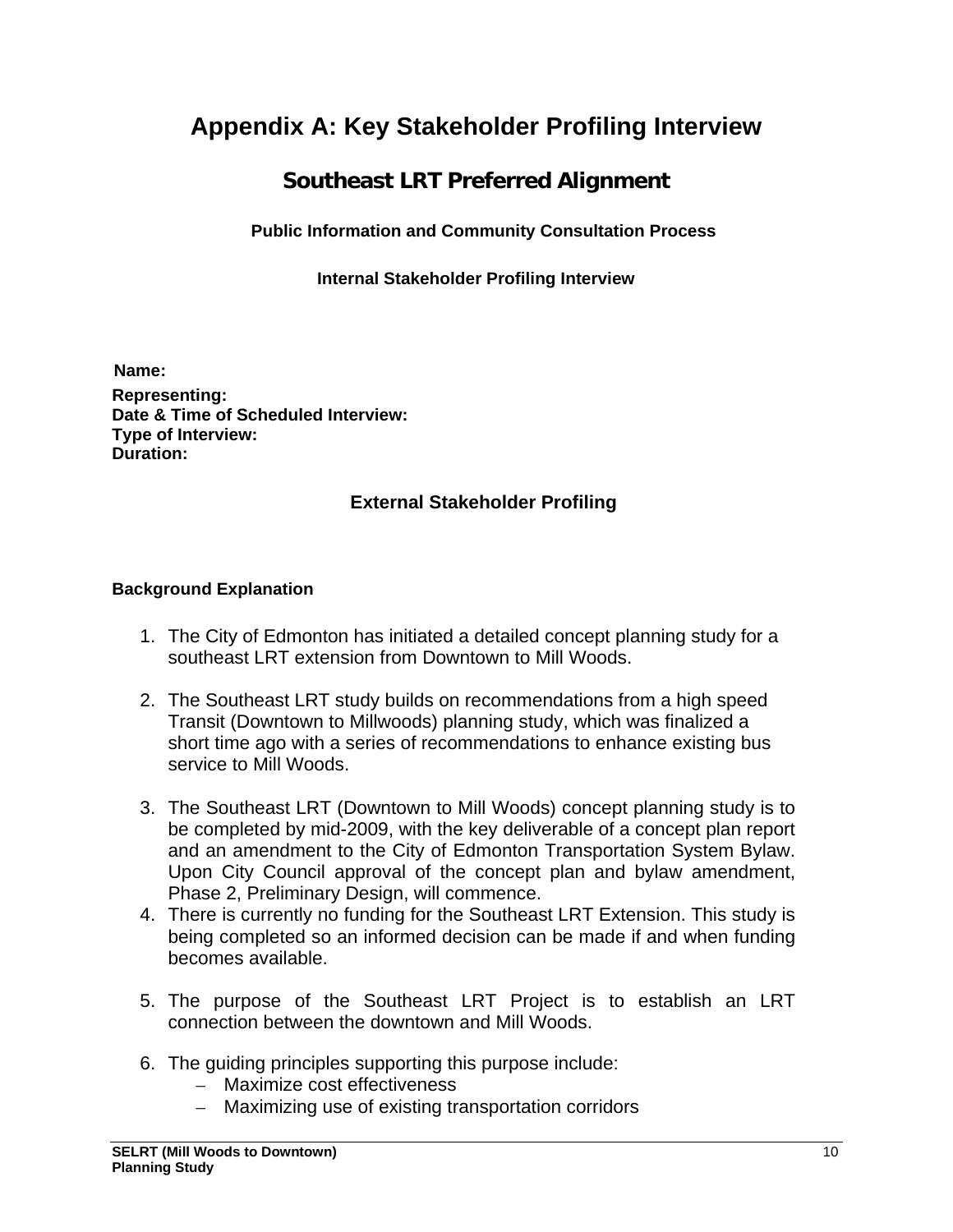# Appendix A: Key Stakeholder Profiling Interview

## Southeast LRT Preferred Alignment

### Public Information and Community Consultation Process

#### Internal Stakeholder Profiling Interview

**Name:**
**Representing:**
**Date & Time of Scheduled Interview:**
**Type of Interview:**
**Duration:**

### External Stakeholder Profiling

**Background Explanation**

1. The City of Edmonton has initiated a detailed concept planning study for a southeast LRT extension from Downtown to Mill Woods.

2. The Southeast LRT study builds on recommendations from a high speed Transit (Downtown to Millwoods) planning study, which was finalized a short time ago with a series of recommendations to enhance existing bus service to Mill Woods.

3. The Southeast LRT (Downtown to Mill Woods) concept planning study is to be completed by mid-2009, with the key deliverable of a concept plan report and an amendment to the City of Edmonton Transportation System Bylaw. Upon City Council approval of the concept plan and bylaw amendment, Phase 2, Preliminary Design, will commence.
4. There is currently no funding for the Southeast LRT Extension. This study is being completed so an informed decision can be made if and when funding becomes available.

5. The purpose of the Southeast LRT Project is to establish an LRT connection between the downtown and Mill Woods.

6. The guiding principles supporting this purpose include:
   - Maximize cost effectiveness
   - Maximizing use of existing transportation corridors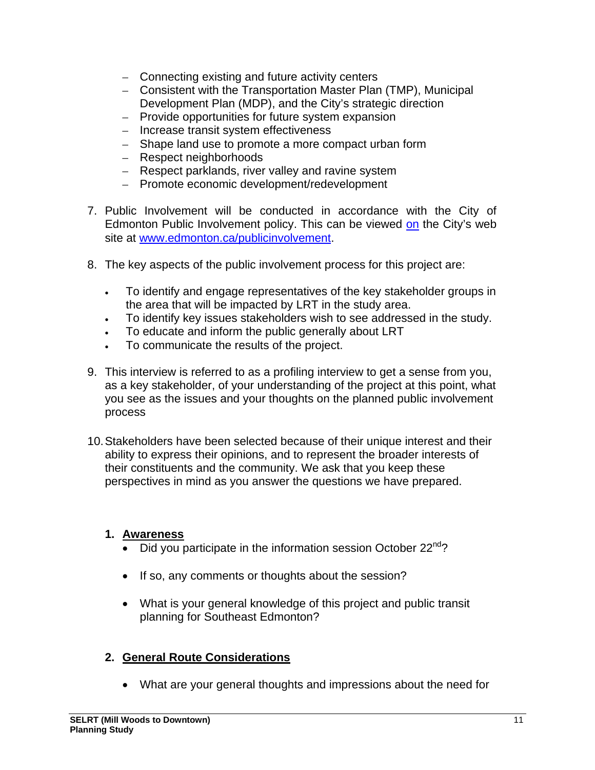- Connecting existing and future activity centers
- Consistent with the Transportation Master Plan (TMP), Municipal Development Plan (MDP), and the City's strategic direction
- Provide opportunities for future system expansion
- Increase transit system effectiveness
- Shape land use to promote a more compact urban form
- Respect neighborhoods
- Respect parklands, river valley and ravine system
- Promote economic development/redevelopment

7. Public Involvement will be conducted in accordance with the City of Edmonton Public Involvement policy. This can be viewed on the City's web site at www.edmonton.ca/publicinvolvement.

8. The key aspects of the public involvement process for this project are:

   - To identify and engage representatives of the key stakeholder groups in the area that will be impacted by LRT in the study area.
   - To identify key issues stakeholders wish to see addressed in the study.
   - To educate and inform the public generally about LRT
   - To communicate the results of the project.

9. This interview is referred to as a profiling interview to get a sense from you, as a key stakeholder, of your understanding of the project at this point, what you see as the issues and your thoughts on the planned public involvement process

10. Stakeholders have been selected because of their unique interest and their ability to express their opinions, and to represent the broader interests of their constituents and the community. We ask that you keep these perspectives in mind as you answer the questions we have prepared.

### 1. Awareness

- Did you participate in the information session October 22nd?
- If so, any comments or thoughts about the session?
- What is your general knowledge of this project and public transit planning for Southeast Edmonton?

### 2. General Route Considerations

- What are your general thoughts and impressions about the need for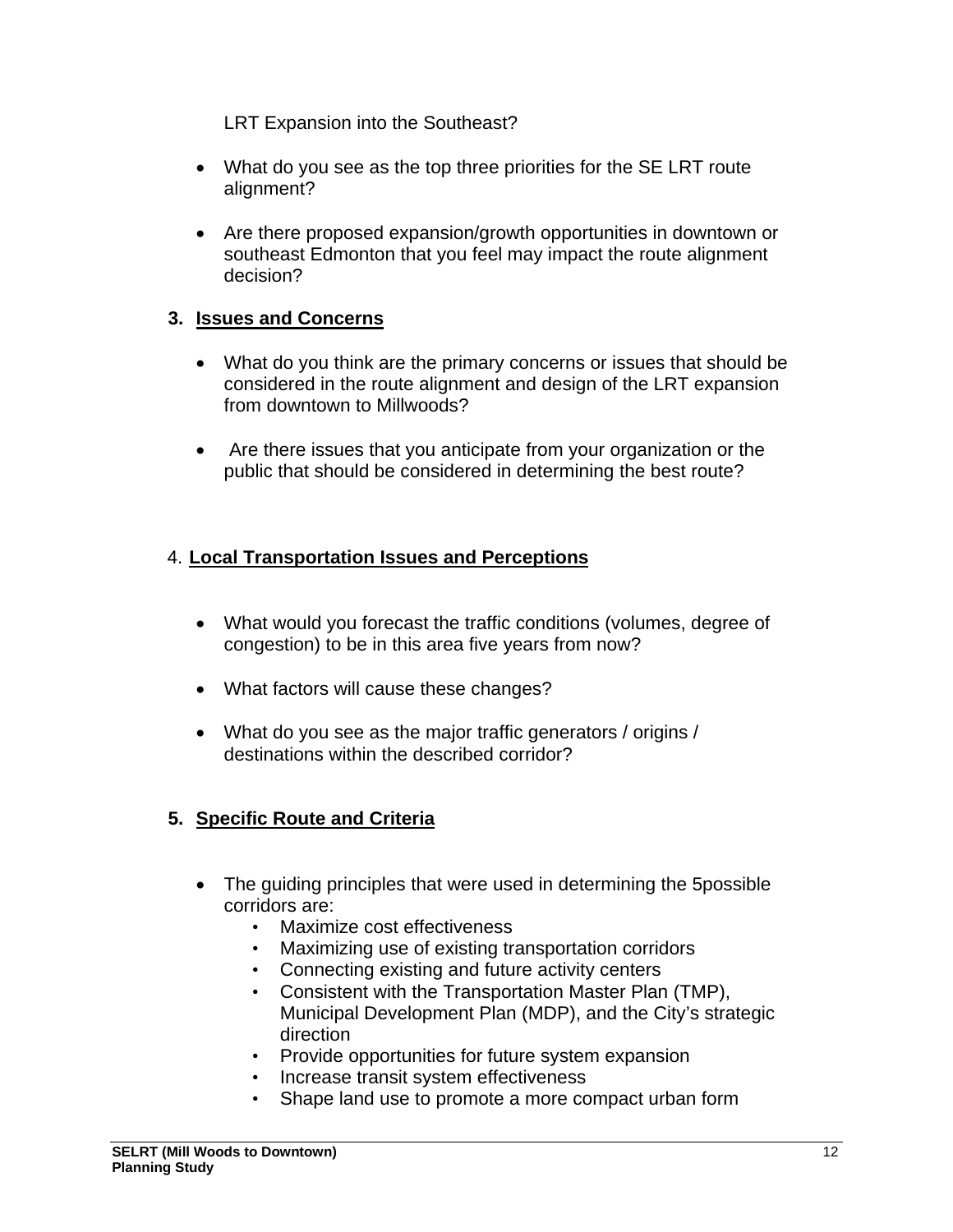LRT Expansion into the Southeast?

- What do you see as the top three priorities for the SE LRT route alignment?
- Are there proposed expansion/growth opportunities in downtown or southeast Edmonton that you feel may impact the route alignment decision?

## 3. Issues and Concerns

- What do you think are the primary concerns or issues that should be considered in the route alignment and design of the LRT expansion from downtown to Millwoods?
- Are there issues that you anticipate from your organization or the public that should be considered in determining the best route?

## 4. Local Transportation Issues and Perceptions

- What would you forecast the traffic conditions (volumes, degree of congestion) to be in this area five years from now?
- What factors will cause these changes?
- What do you see as the major traffic generators / origins / destinations within the described corridor?

## 5. Specific Route and Criteria

- The guiding principles that were used in determining the 5possible corridors are:
    - Maximize cost effectiveness
    - Maximizing use of existing transportation corridors
    - Connecting existing and future activity centers
    - Consistent with the Transportation Master Plan (TMP), Municipal Development Plan (MDP), and the City's strategic direction
    - Provide opportunities for future system expansion
    - Increase transit system effectiveness
    - Shape land use to promote a more compact urban form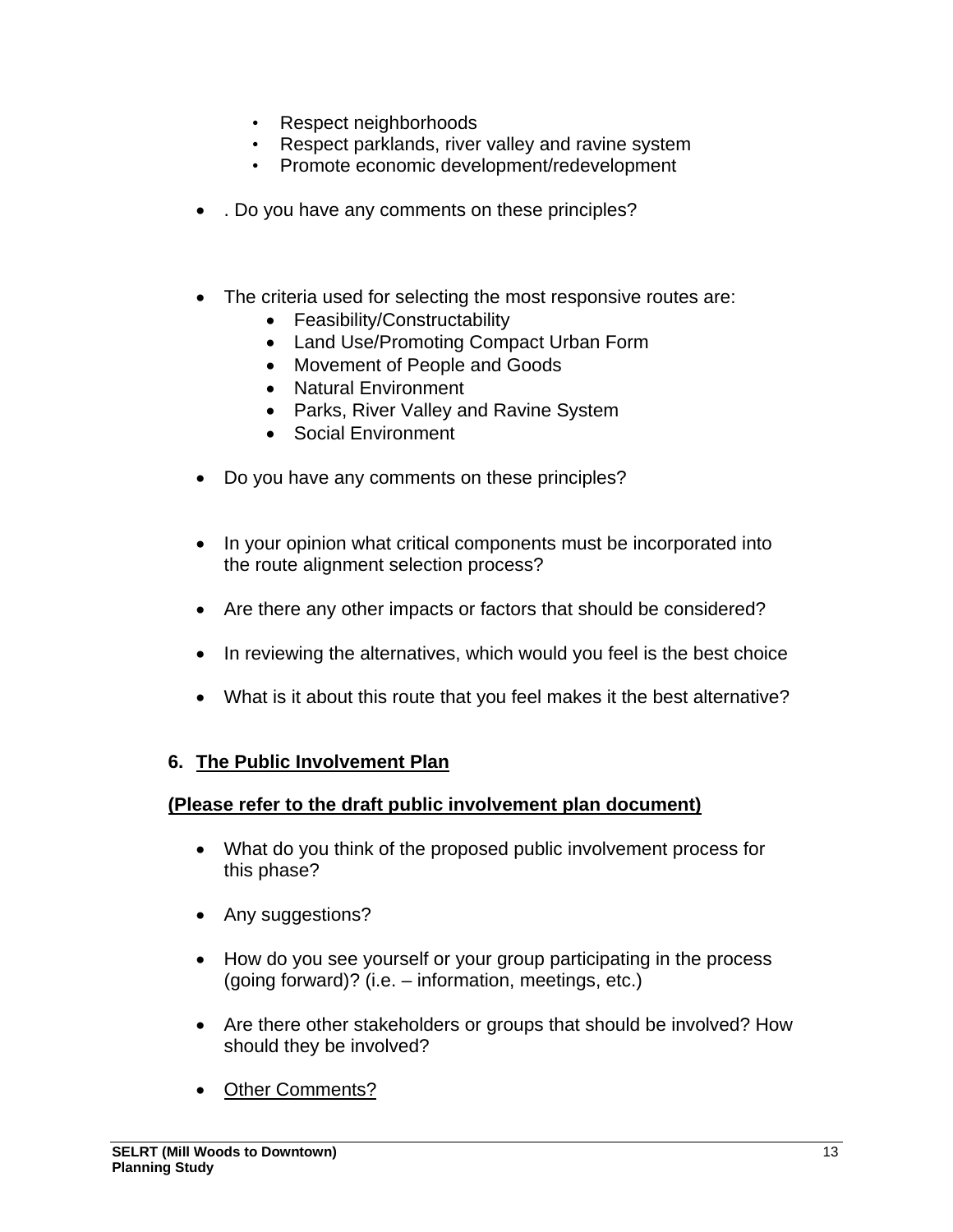- Respect neighborhoods
- Respect parklands, river valley and ravine system
- Promote economic development/redevelopment

- . Do you have any comments on these principles?

- The criteria used for selecting the most responsive routes are:
  - Feasibility/Constructability
  - Land Use/Promoting Compact Urban Form
  - Movement of People and Goods
  - Natural Environment
  - Parks, River Valley and Ravine System
  - Social Environment

- Do you have any comments on these principles?

- In your opinion what critical components must be incorporated into the route alignment selection process?

- Are there any other impacts or factors that should be considered?

- In reviewing the alternatives, which would you feel is the best choice

- What is it about this route that you feel makes it the best alternative?

## 6. The Public Involvement Plan

**(Please refer to the draft public involvement plan document)**

- What do you think of the proposed public involvement process for this phase?

- Any suggestions?

- How do you see yourself or your group participating in the process (going forward)? (i.e. – information, meetings, etc.)

- Are there other stakeholders or groups that should be involved? How should they be involved?

- Other Comments?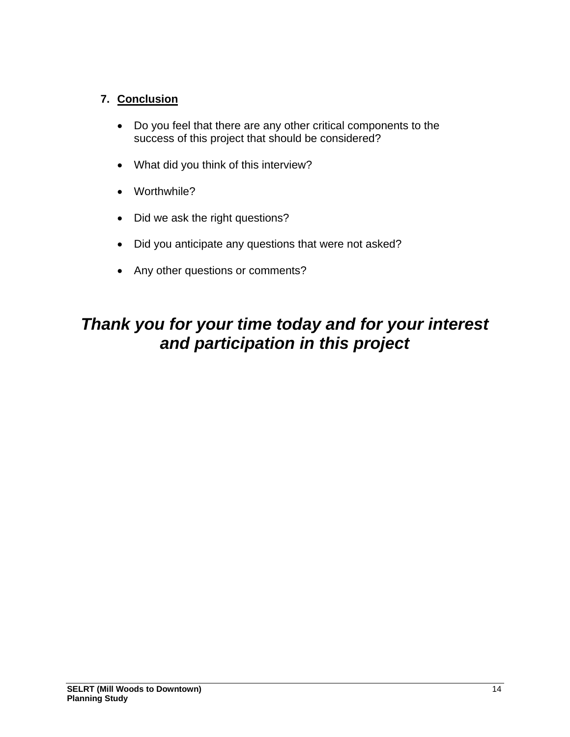## 7. Conclusion

- Do you feel that there are any other critical components to the success of this project that should be considered?
- What did you think of this interview?
- Worthwhile?
- Did we ask the right questions?
- Did you anticipate any questions that were not asked?
- Any other questions or comments?

***Thank you for your time today and for your interest and participation in this project***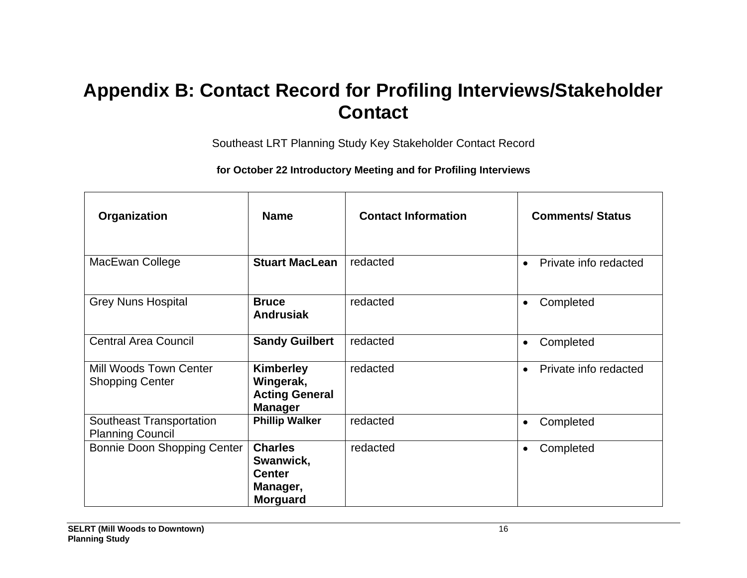# Appendix B: Contact Record for Profiling Interviews/Stakeholder Contact

Southeast LRT Planning Study Key Stakeholder Contact Record

**for October 22 Introductory Meeting and for Profiling Interviews**

| Organization | Name | Contact Information | Comments/ Status |
|---|---|---|---|
| MacEwan College | **Stuart MacLean** | redacted | • Private info redacted |
| Grey Nuns Hospital | **Bruce Andrusiak** | redacted | • Completed |
| Central Area Council | **Sandy Guilbert** | redacted | • Completed |
| Mill Woods Town Center Shopping Center | **Kimberley Wingerak, Acting General Manager** | redacted | • Private info redacted |
| Southeast Transportation Planning Council | **Phillip Walker** | redacted | • Completed |
| Bonnie Doon Shopping Center | **Charles Swanwick, Center Manager, Morguard** | redacted | • Completed |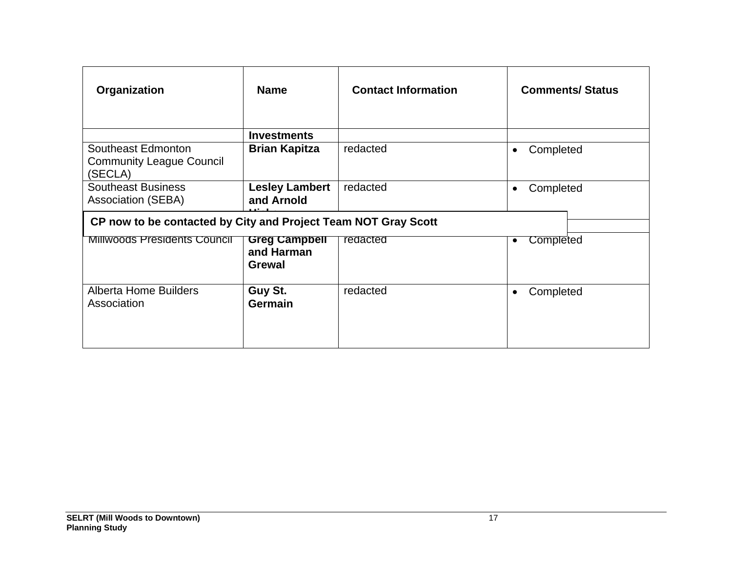| Organization | Name | Contact Information | Comments/ Status |
|---|---|---|---|
| | **Investments** | | |
| Southeast Edmonton Community League Council (SECLA) | **Brian Kapitza** | redacted | • Completed |
| Southeast Business Association (SEBA) | **Lesley Lambert and Arnold Hicks** | redacted | • Completed |
| **CP now to be contacted by City and Project Team NOT Gray Scott** | | | |
| Millwoods Presidents Council | **Greg Campbell and Harman Grewal** | redacted | • Completed |
| Alberta Home Builders Association | **Guy St. Germain** | redacted | • Completed |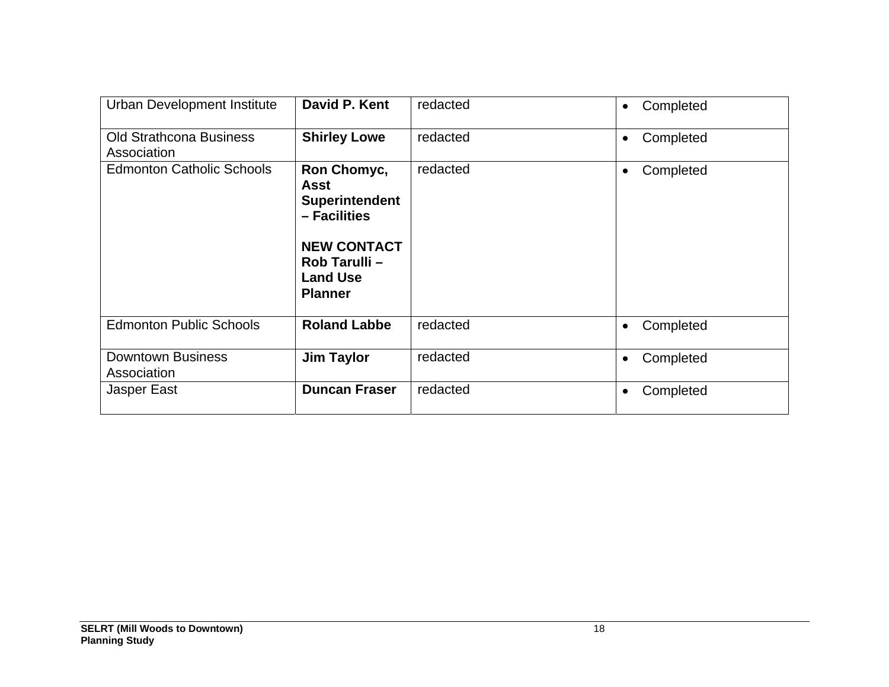| | | | |
|---|---|---|---|
| Urban Development Institute | **David P. Kent** | redacted | • Completed |
| Old Strathcona Business Association | **Shirley Lowe** | redacted | • Completed |
| Edmonton Catholic Schools | **Ron Chomyc, Asst Superintendent – Facilities**<br><br>**NEW CONTACT Rob Tarulli – Land Use Planner** | redacted | • Completed |
| Edmonton Public Schools | **Roland Labbe** | redacted | • Completed |
| Downtown Business Association | **Jim Taylor** | redacted | • Completed |
| Jasper East | **Duncan Fraser** | redacted | • Completed |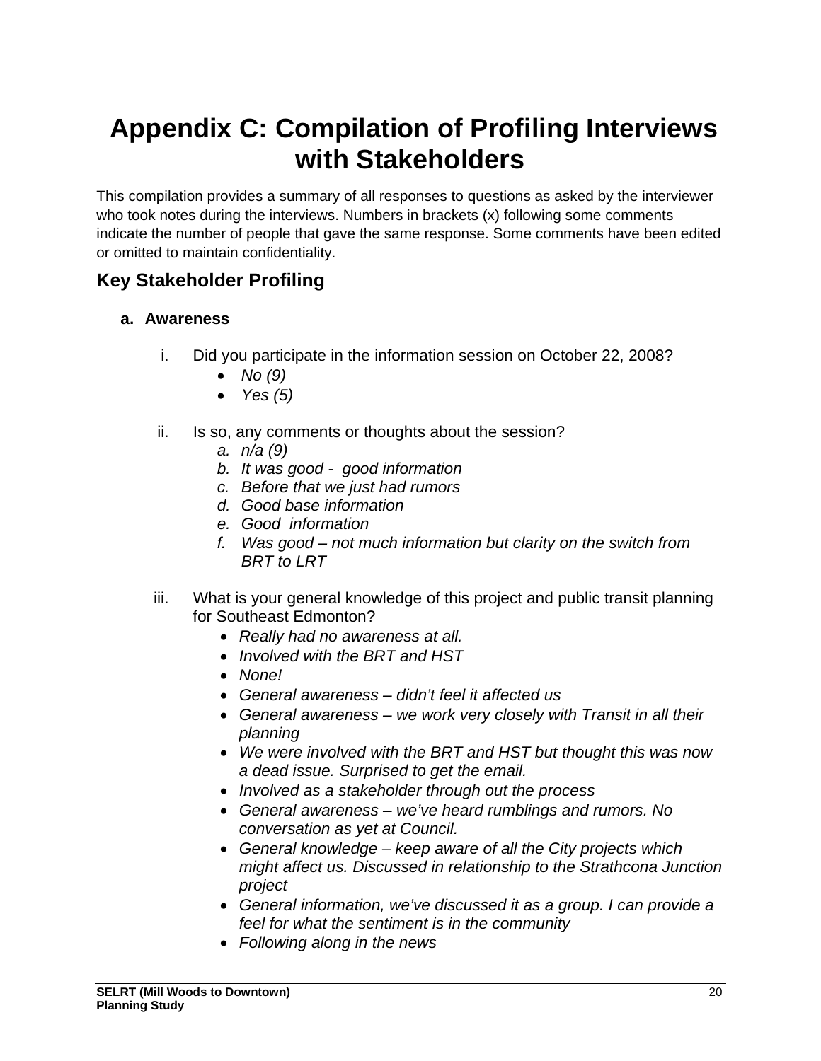# Appendix C: Compilation of Profiling Interviews with Stakeholders

This compilation provides a summary of all responses to questions as asked by the interviewer who took notes during the interviews. Numbers in brackets (x) following some comments indicate the number of people that gave the same response. Some comments have been edited or omitted to maintain confidentiality.

## Key Stakeholder Profiling

### a. Awareness

i. Did you participate in the information session on October 22, 2008?
- *No (9)*
- *Yes (5)*

ii. Is so, any comments or thoughts about the session?
  a. *n/a (9)*
  b. *It was good - good information*
  c. *Before that we just had rumors*
  d. *Good base information*
  e. *Good information*
  f. *Was good – not much information but clarity on the switch from BRT to LRT*

iii. What is your general knowledge of this project and public transit planning for Southeast Edmonton?
- *Really had no awareness at all.*
- *Involved with the BRT and HST*
- *None!*
- *General awareness – didn't feel it affected us*
- *General awareness – we work very closely with Transit in all their planning*
- *We were involved with the BRT and HST but thought this was now a dead issue. Surprised to get the email.*
- *Involved as a stakeholder through out the process*
- *General awareness – we've heard rumblings and rumors. No conversation as yet at Council.*
- *General knowledge – keep aware of all the City projects which might affect us. Discussed in relationship to the Strathcona Junction project*
- *General information, we've discussed it as a group. I can provide a feel for what the sentiment is in the community*
- *Following along in the news*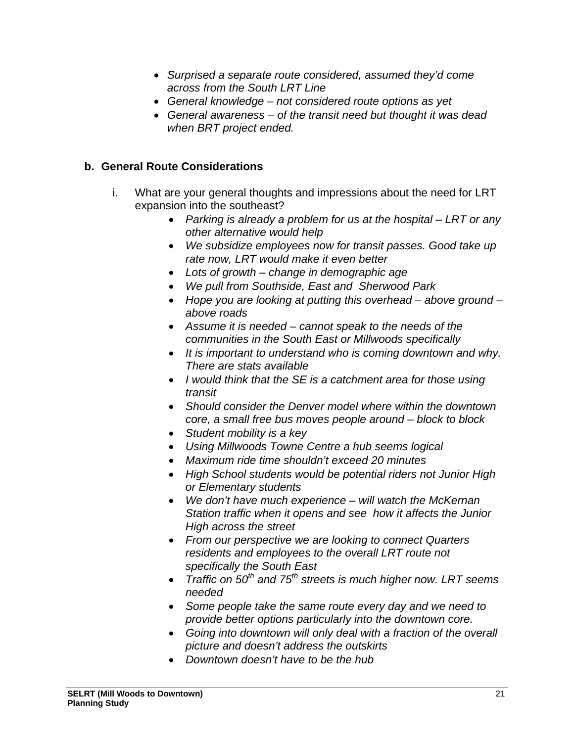- *Surprised a separate route considered, assumed they'd come across from the South LRT Line*
- *General knowledge – not considered route options as yet*
- *General awareness – of the transit need but thought it was dead when BRT project ended.*

## b. General Route Considerations

i. What are your general thoughts and impressions about the need for LRT expansion into the southeast?

- *Parking is already a problem for us at the hospital – LRT or any other alternative would help*
- *We subsidize employees now for transit passes. Good take up rate now, LRT would make it even better*
- *Lots of growth – change in demographic age*
- *We pull from Southside, East and Sherwood Park*
- *Hope you are looking at putting this overhead – above ground – above roads*
- *Assume it is needed – cannot speak to the needs of the communities in the South East or Millwoods specifically*
- *It is important to understand who is coming downtown and why. There are stats available*
- *I would think that the SE is a catchment area for those using transit*
- *Should consider the Denver model where within the downtown core, a small free bus moves people around – block to block*
- *Student mobility is a key*
- *Using Millwoods Towne Centre a hub seems logical*
- *Maximum ride time shouldn't exceed 20 minutes*
- *High School students would be potential riders not Junior High or Elementary students*
- *We don't have much experience – will watch the McKernan Station traffic when it opens and see how it affects the Junior High across the street*
- *From our perspective we are looking to connect Quarters residents and employees to the overall LRT route not specifically the South East*
- *Traffic on 50th and 75th streets is much higher now. LRT seems needed*
- *Some people take the same route every day and we need to provide better options particularly into the downtown core.*
- *Going into downtown will only deal with a fraction of the overall picture and doesn't address the outskirts*
- *Downtown doesn't have to be the hub*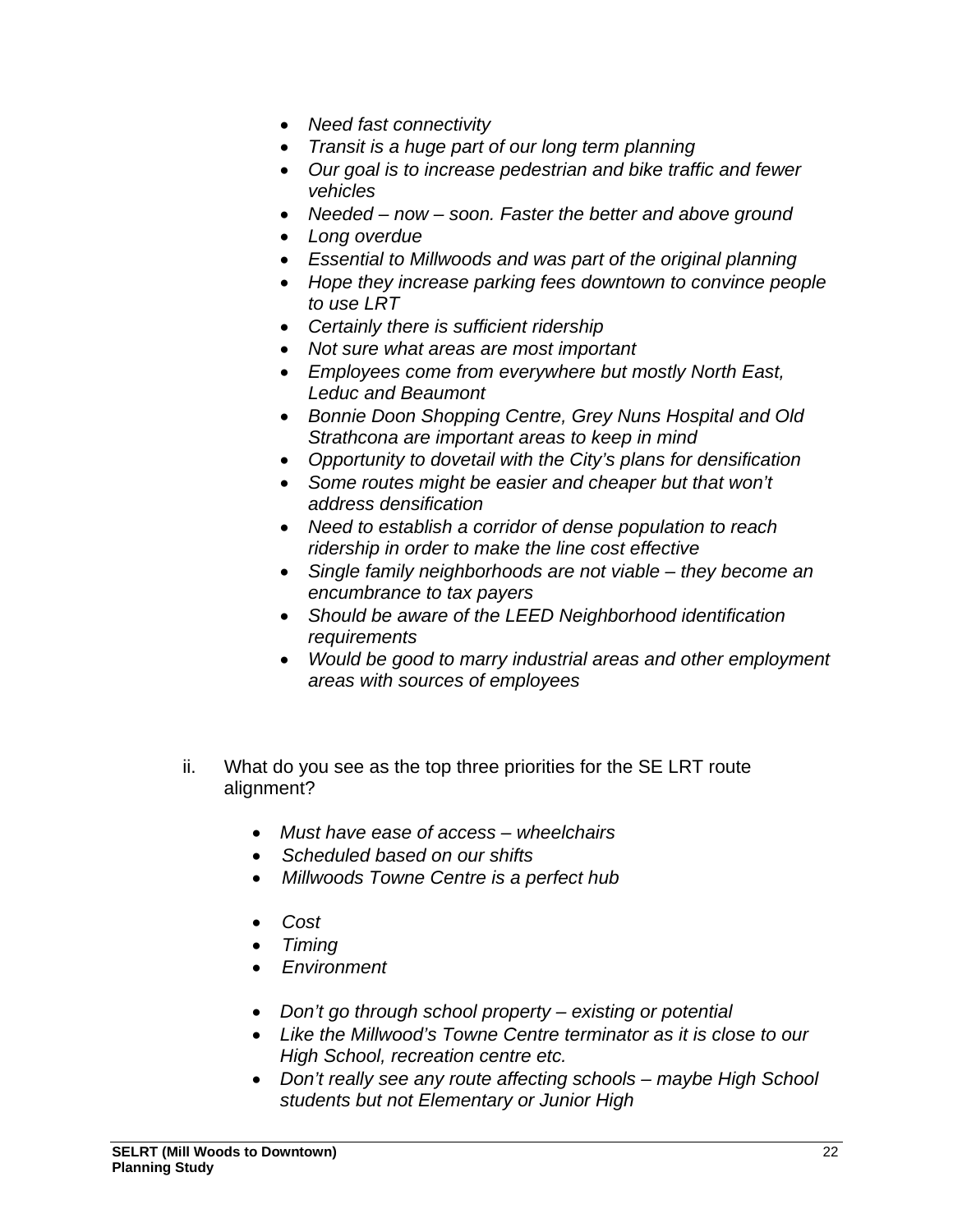- *Need fast connectivity*
- *Transit is a huge part of our long term planning*
- *Our goal is to increase pedestrian and bike traffic and fewer vehicles*
- *Needed – now – soon. Faster the better and above ground*
- *Long overdue*
- *Essential to Millwoods and was part of the original planning*
- *Hope they increase parking fees downtown to convince people to use LRT*
- *Certainly there is sufficient ridership*
- *Not sure what areas are most important*
- *Employees come from everywhere but mostly North East, Leduc and Beaumont*
- *Bonnie Doon Shopping Centre, Grey Nuns Hospital and Old Strathcona are important areas to keep in mind*
- *Opportunity to dovetail with the City's plans for densification*
- *Some routes might be easier and cheaper but that won't address densification*
- *Need to establish a corridor of dense population to reach ridership in order to make the line cost effective*
- *Single family neighborhoods are not viable – they become an encumbrance to tax payers*
- *Should be aware of the LEED Neighborhood identification requirements*
- *Would be good to marry industrial areas and other employment areas with sources of employees*

ii. What do you see as the top three priorities for the SE LRT route alignment?

- *Must have ease of access – wheelchairs*
- *Scheduled based on our shifts*
- *Millwoods Towne Centre is a perfect hub*

- *Cost*
- *Timing*
- *Environment*

- *Don't go through school property – existing or potential*
- *Like the Millwood's Towne Centre terminator as it is close to our High School, recreation centre etc.*
- *Don't really see any route affecting schools – maybe High School students but not Elementary or Junior High*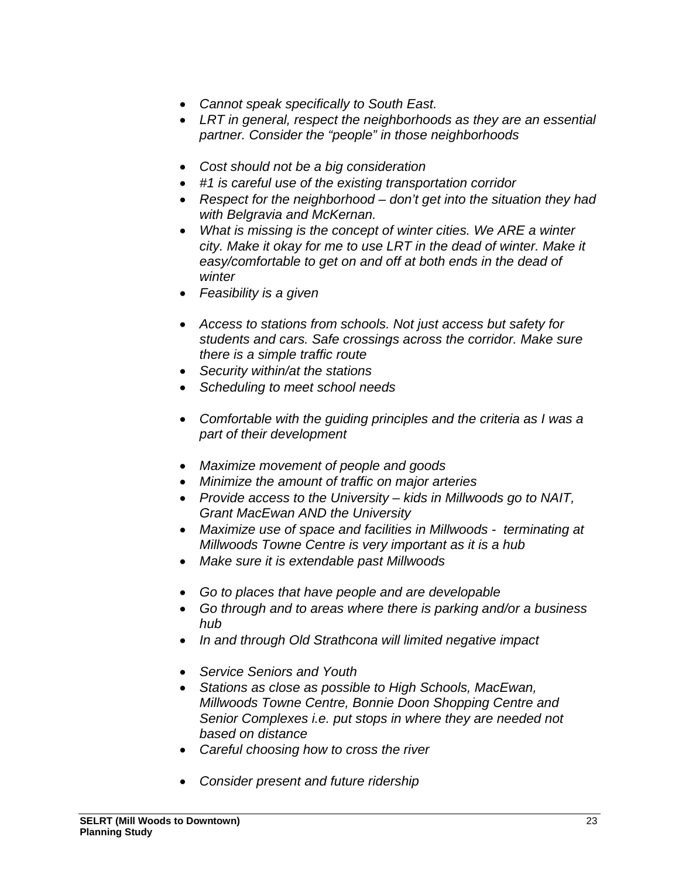- *Cannot speak specifically to South East.*
- *LRT in general, respect the neighborhoods as they are an essential partner. Consider the "people" in those neighborhoods*

- *Cost should not be a big consideration*
- *#1 is careful use of the existing transportation corridor*
- *Respect for the neighborhood – don't get into the situation they had with Belgravia and McKernan.*
- *What is missing is the concept of winter cities. We ARE a winter city. Make it okay for me to use LRT in the dead of winter. Make it easy/comfortable to get on and off at both ends in the dead of winter*
- *Feasibility is a given*

- *Access to stations from schools. Not just access but safety for students and cars. Safe crossings across the corridor. Make sure there is a simple traffic route*
- *Security within/at the stations*
- *Scheduling to meet school needs*

- *Comfortable with the guiding principles and the criteria as I was a part of their development*

- *Maximize movement of people and goods*
- *Minimize the amount of traffic on major arteries*
- *Provide access to the University – kids in Millwoods go to NAIT, Grant MacEwan AND the University*
- *Maximize use of space and facilities in Millwoods - terminating at Millwoods Towne Centre is very important as it is a hub*
- *Make sure it is extendable past Millwoods*

- *Go to places that have people and are developable*
- *Go through and to areas where there is parking and/or a business hub*
- *In and through Old Strathcona will limited negative impact*

- *Service Seniors and Youth*
- *Stations as close as possible to High Schools, MacEwan, Millwoods Towne Centre, Bonnie Doon Shopping Centre and Senior Complexes i.e. put stops in where they are needed not based on distance*
- *Careful choosing how to cross the river*

- *Consider present and future ridership*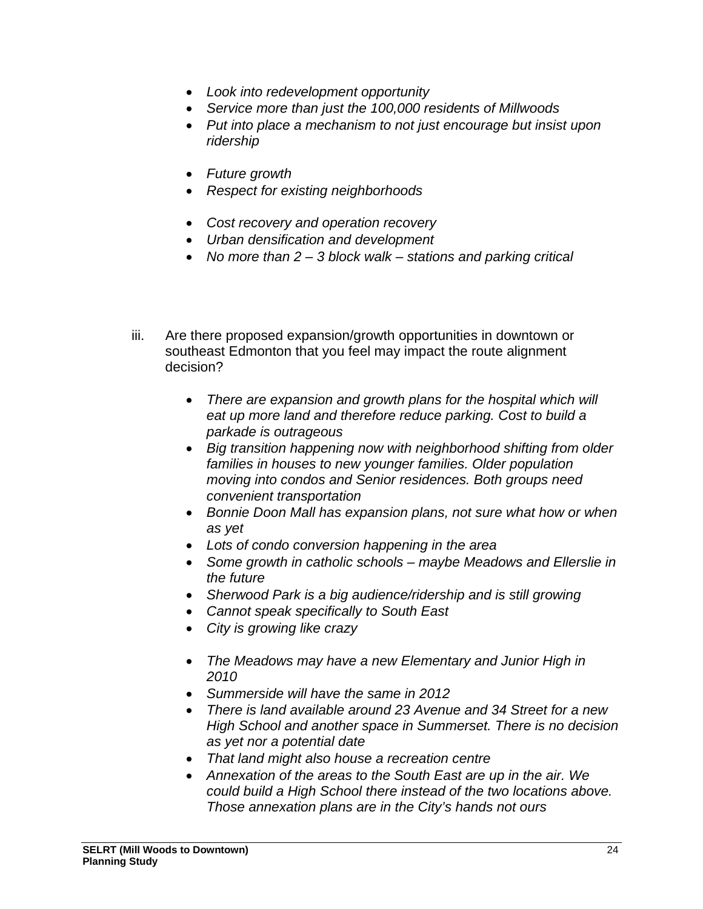- *Look into redevelopment opportunity*
- *Service more than just the 100,000 residents of Millwoods*
- *Put into place a mechanism to not just encourage but insist upon ridership*

- *Future growth*
- *Respect for existing neighborhoods*

- *Cost recovery and operation recovery*
- *Urban densification and development*
- *No more than 2 – 3 block walk – stations and parking critical*

iii. Are there proposed expansion/growth opportunities in downtown or southeast Edmonton that you feel may impact the route alignment decision?

- *There are expansion and growth plans for the hospital which will eat up more land and therefore reduce parking. Cost to build a parkade is outrageous*
- *Big transition happening now with neighborhood shifting from older families in houses to new younger families. Older population moving into condos and Senior residences. Both groups need convenient transportation*
- *Bonnie Doon Mall has expansion plans, not sure what how or when as yet*
- *Lots of condo conversion happening in the area*
- *Some growth in catholic schools – maybe Meadows and Ellerslie in the future*
- *Sherwood Park is a big audience/ridership and is still growing*
- *Cannot speak specifically to South East*
- *City is growing like crazy*

- *The Meadows may have a new Elementary and Junior High in 2010*
- *Summerside will have the same in 2012*
- *There is land available around 23 Avenue and 34 Street for a new High School and another space in Summerset. There is no decision as yet nor a potential date*
- *That land might also house a recreation centre*
- *Annexation of the areas to the South East are up in the air. We could build a High School there instead of the two locations above. Those annexation plans are in the City's hands not ours*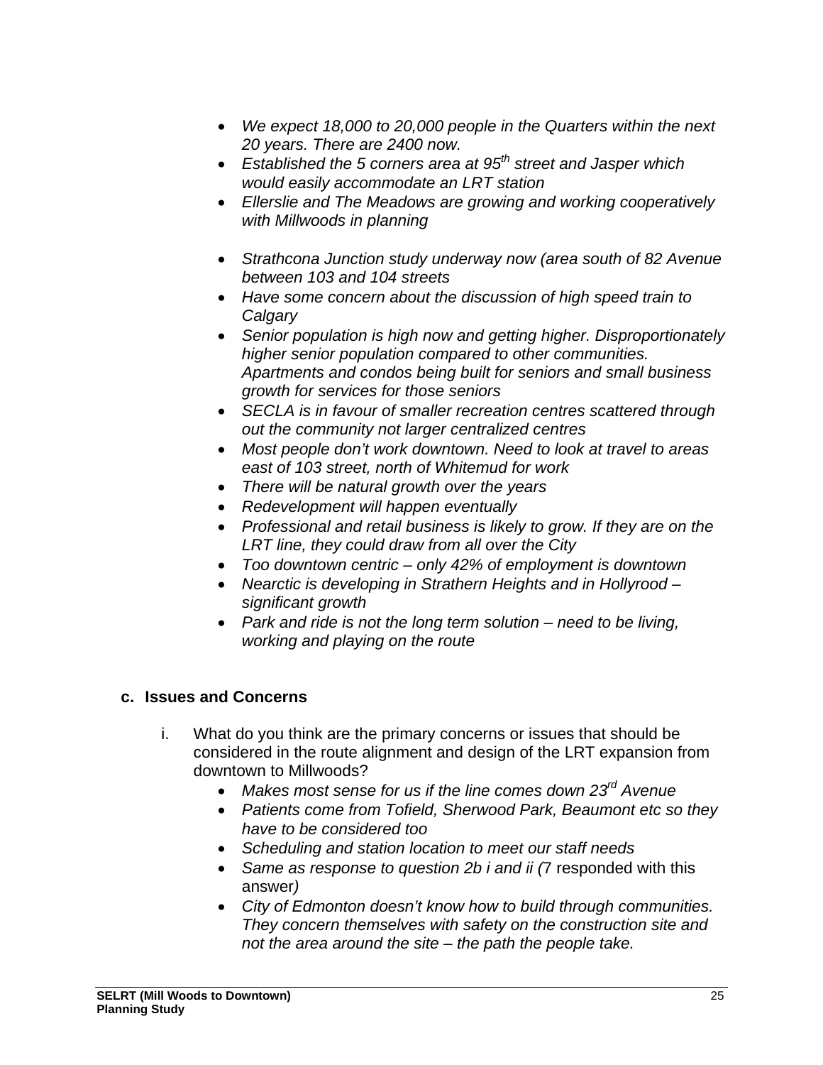- *We expect 18,000 to 20,000 people in the Quarters within the next 20 years. There are 2400 now.*
- *Established the 5 corners area at 95th street and Jasper which would easily accommodate an LRT station*
- *Ellerslie and The Meadows are growing and working cooperatively with Millwoods in planning*

- *Strathcona Junction study underway now (area south of 82 Avenue between 103 and 104 streets*
- *Have some concern about the discussion of high speed train to Calgary*
- *Senior population is high now and getting higher. Disproportionately higher senior population compared to other communities. Apartments and condos being built for seniors and small business growth for services for those seniors*
- *SECLA is in favour of smaller recreation centres scattered through out the community not larger centralized centres*
- *Most people don't work downtown. Need to look at travel to areas east of 103 street, north of Whitemud for work*
- *There will be natural growth over the years*
- *Redevelopment will happen eventually*
- *Professional and retail business is likely to grow. If they are on the LRT line, they could draw from all over the City*
- *Too downtown centric – only 42% of employment is downtown*
- *Nearctic is developing in Strathern Heights and in Hollyrood – significant growth*
- *Park and ride is not the long term solution – need to be living, working and playing on the route*

### c. Issues and Concerns

i. What do you think are the primary concerns or issues that should be considered in the route alignment and design of the LRT expansion from downtown to Millwoods?

- *Makes most sense for us if the line comes down 23rd Avenue*
- *Patients come from Tofield, Sherwood Park, Beaumont etc so they have to be considered too*
- *Scheduling and station location to meet our staff needs*
- *Same as response to question 2b i and ii (*7 responded with this answer*)*
- *City of Edmonton doesn't know how to build through communities. They concern themselves with safety on the construction site and not the area around the site – the path the people take.*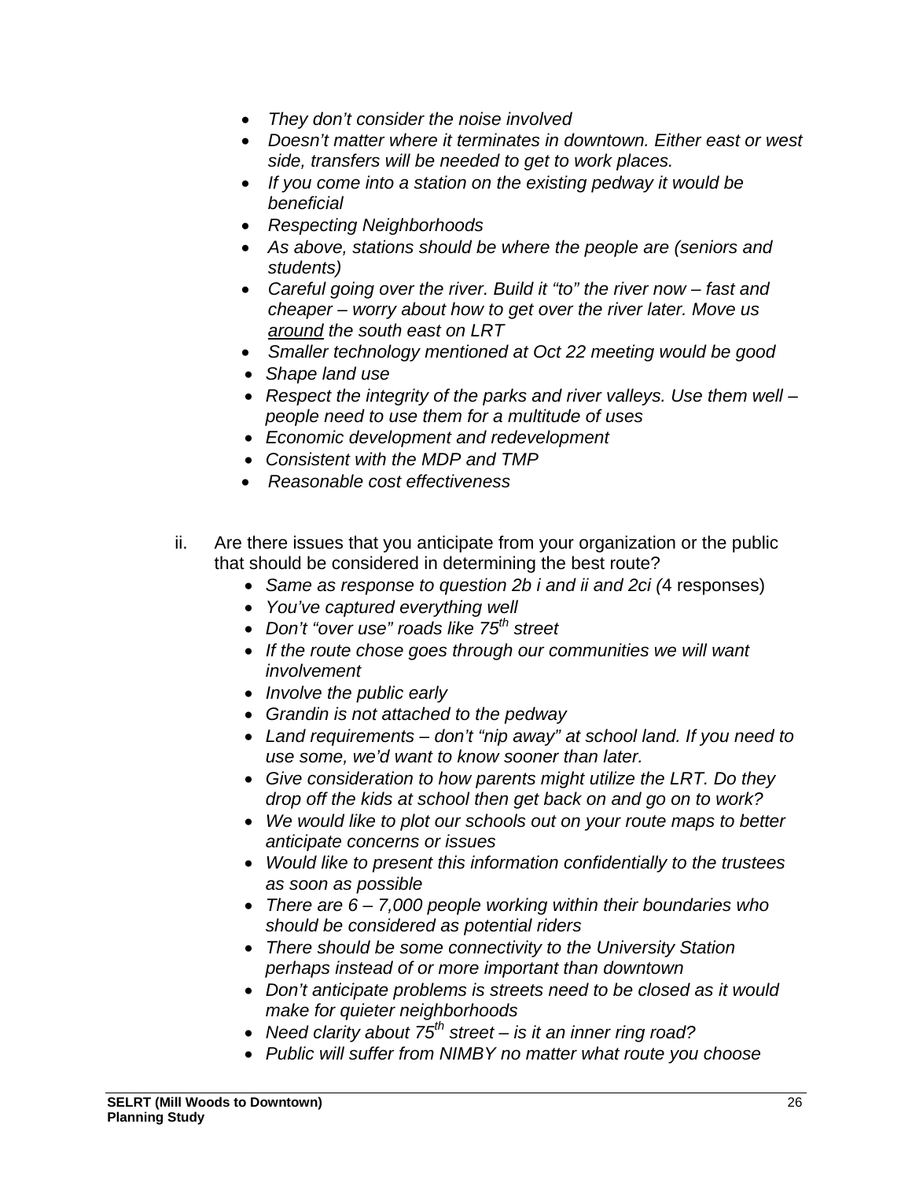- *They don't consider the noise involved*
- *Doesn't matter where it terminates in downtown. Either east or west side, transfers will be needed to get to work places.*
- *If you come into a station on the existing pedway it would be beneficial*
- *Respecting Neighborhoods*
- *As above, stations should be where the people are (seniors and students)*
- *Careful going over the river. Build it "to" the river now – fast and cheaper – worry about how to get over the river later. Move us around the south east on LRT*
- *Smaller technology mentioned at Oct 22 meeting would be good*
- *Shape land use*
- *Respect the integrity of the parks and river valleys. Use them well – people need to use them for a multitude of uses*
- *Economic development and redevelopment*
- *Consistent with the MDP and TMP*
- *Reasonable cost effectiveness*

ii. Are there issues that you anticipate from your organization or the public that should be considered in determining the best route?

- *Same as response to question 2b i and ii and 2ci (*4 responses)
- *You've captured everything well*
- *Don't "over use" roads like 75th street*
- *If the route chose goes through our communities we will want involvement*
- *Involve the public early*
- *Grandin is not attached to the pedway*
- *Land requirements – don't "nip away" at school land. If you need to use some, we'd want to know sooner than later.*
- *Give consideration to how parents might utilize the LRT. Do they drop off the kids at school then get back on and go on to work?*
- *We would like to plot our schools out on your route maps to better anticipate concerns or issues*
- *Would like to present this information confidentially to the trustees as soon as possible*
- *There are 6 – 7,000 people working within their boundaries who should be considered as potential riders*
- *There should be some connectivity to the University Station perhaps instead of or more important than downtown*
- *Don't anticipate problems is streets need to be closed as it would make for quieter neighborhoods*
- *Need clarity about 75th street – is it an inner ring road?*
- *Public will suffer from NIMBY no matter what route you choose*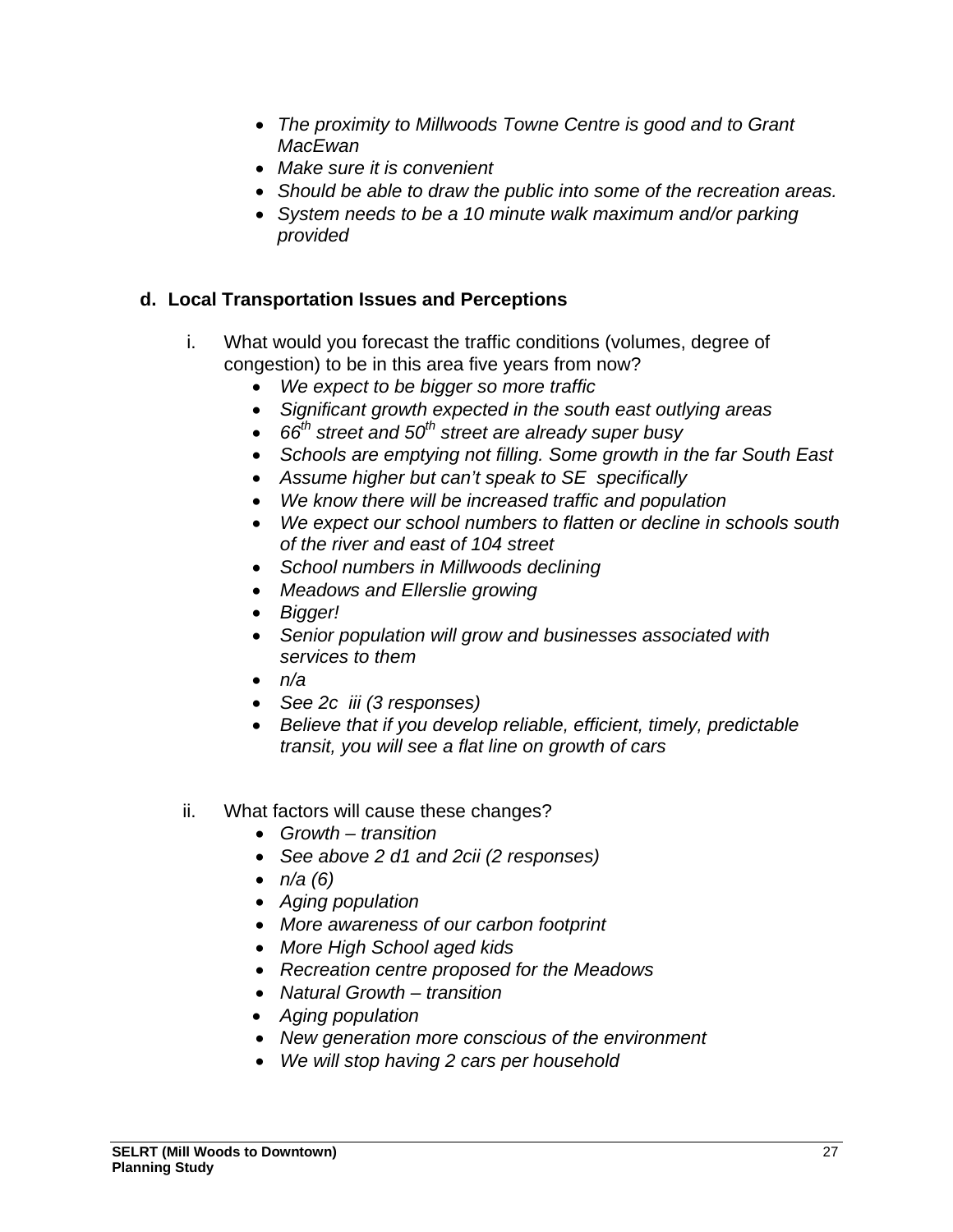- *The proximity to Millwoods Towne Centre is good and to Grant MacEwan*
- *Make sure it is convenient*
- *Should be able to draw the public into some of the recreation areas.*
- *System needs to be a 10 minute walk maximum and/or parking provided*

### d. Local Transportation Issues and Perceptions

i. What would you forecast the traffic conditions (volumes, degree of congestion) to be in this area five years from now?

- *We expect to be bigger so more traffic*
- *Significant growth expected in the south east outlying areas*
- *66th street and 50th street are already super busy*
- *Schools are emptying not filling. Some growth in the far South East*
- *Assume higher but can't speak to SE specifically*
- *We know there will be increased traffic and population*
- *We expect our school numbers to flatten or decline in schools south of the river and east of 104 street*
- *School numbers in Millwoods declining*
- *Meadows and Ellerslie growing*
- *Bigger!*
- *Senior population will grow and businesses associated with services to them*
- *n/a*
- *See 2c iii (3 responses)*
- *Believe that if you develop reliable, efficient, timely, predictable transit, you will see a flat line on growth of cars*

ii. What factors will cause these changes?

- *Growth – transition*
- *See above 2 d1 and 2cii (2 responses)*
- *n/a (6)*
- *Aging population*
- *More awareness of our carbon footprint*
- *More High School aged kids*
- *Recreation centre proposed for the Meadows*
- *Natural Growth – transition*
- *Aging population*
- *New generation more conscious of the environment*
- *We will stop having 2 cars per household*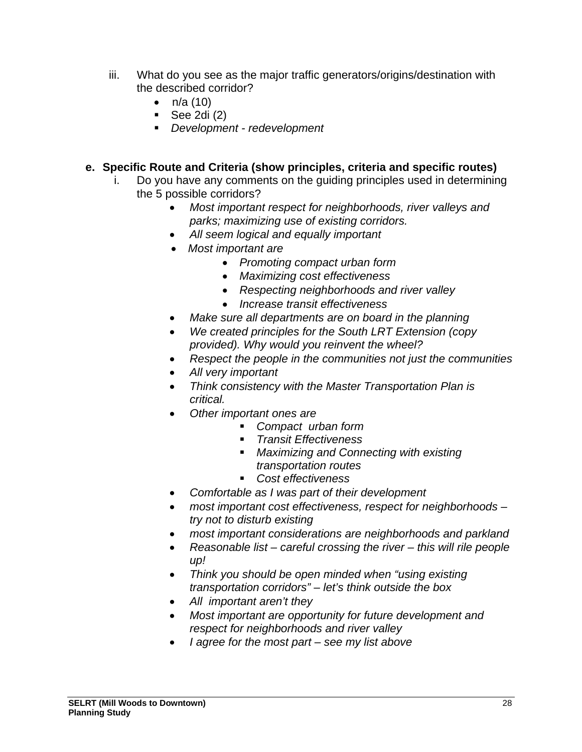iii. What do you see as the major traffic generators/origins/destination with the described corridor?

- n/a (10)
  - See 2di (2)
  - *Development - redevelopment*

**e. Specific Route and Criteria (show principles, criteria and specific routes)**

i. Do you have any comments on the guiding principles used in determining the 5 possible corridors?

- *Most important respect for neighborhoods, river valleys and parks; maximizing use of existing corridors.*
- *All seem logical and equally important*
- *Most important are*
  - *Promoting compact urban form*
  - *Maximizing cost effectiveness*
  - *Respecting neighborhoods and river valley*
  - *Increase transit effectiveness*
- *Make sure all departments are on board in the planning*
- *We created principles for the South LRT Extension (copy provided). Why would you reinvent the wheel?*
- *Respect the people in the communities not just the communities*
- *All very important*
- *Think consistency with the Master Transportation Plan is critical.*
- *Other important ones are*
  - *Compact urban form*
  - *Transit Effectiveness*
  - *Maximizing and Connecting with existing transportation routes*
  - *Cost effectiveness*
- *Comfortable as I was part of their development*
- *most important cost effectiveness, respect for neighborhoods – try not to disturb existing*
- *most important considerations are neighborhoods and parkland*
- *Reasonable list – careful crossing the river – this will rile people up!*
- *Think you should be open minded when "using existing transportation corridors" – let's think outside the box*
- *All important aren't they*
- *Most important are opportunity for future development and respect for neighborhoods and river valley*
- *I agree for the most part – see my list above*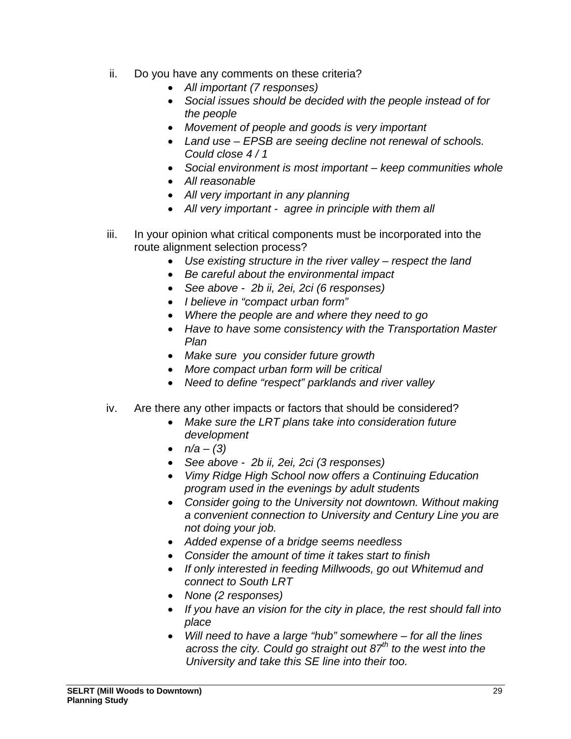ii. Do you have any comments on these criteria?

- *All important (7 responses)*
- *Social issues should be decided with the people instead of for the people*
- *Movement of people and goods is very important*
- *Land use – EPSB are seeing decline not renewal of schools. Could close 4 / 1*
- *Social environment is most important – keep communities whole*
- *All reasonable*
- *All very important in any planning*
- *All very important - agree in principle with them all*

iii. In your opinion what critical components must be incorporated into the route alignment selection process?

- *Use existing structure in the river valley – respect the land*
- *Be careful about the environmental impact*
- *See above - 2b ii, 2ei, 2ci (6 responses)*
- *I believe in "compact urban form"*
- *Where the people are and where they need to go*
- *Have to have some consistency with the Transportation Master Plan*
- *Make sure you consider future growth*
- *More compact urban form will be critical*
- *Need to define "respect" parklands and river valley*

iv. Are there any other impacts or factors that should be considered?

- *Make sure the LRT plans take into consideration future development*
- *n/a – (3)*
- *See above - 2b ii, 2ei, 2ci (3 responses)*
- *Vimy Ridge High School now offers a Continuing Education program used in the evenings by adult students*
- *Consider going to the University not downtown. Without making a convenient connection to University and Century Line you are not doing your job.*
- *Added expense of a bridge seems needless*
- *Consider the amount of time it takes start to finish*
- *If only interested in feeding Millwoods, go out Whitemud and connect to South LRT*
- *None (2 responses)*
- *If you have an vision for the city in place, the rest should fall into place*
- *Will need to have a large "hub" somewhere – for all the lines across the city. Could go straight out 87th to the west into the University and take this SE line into their too.*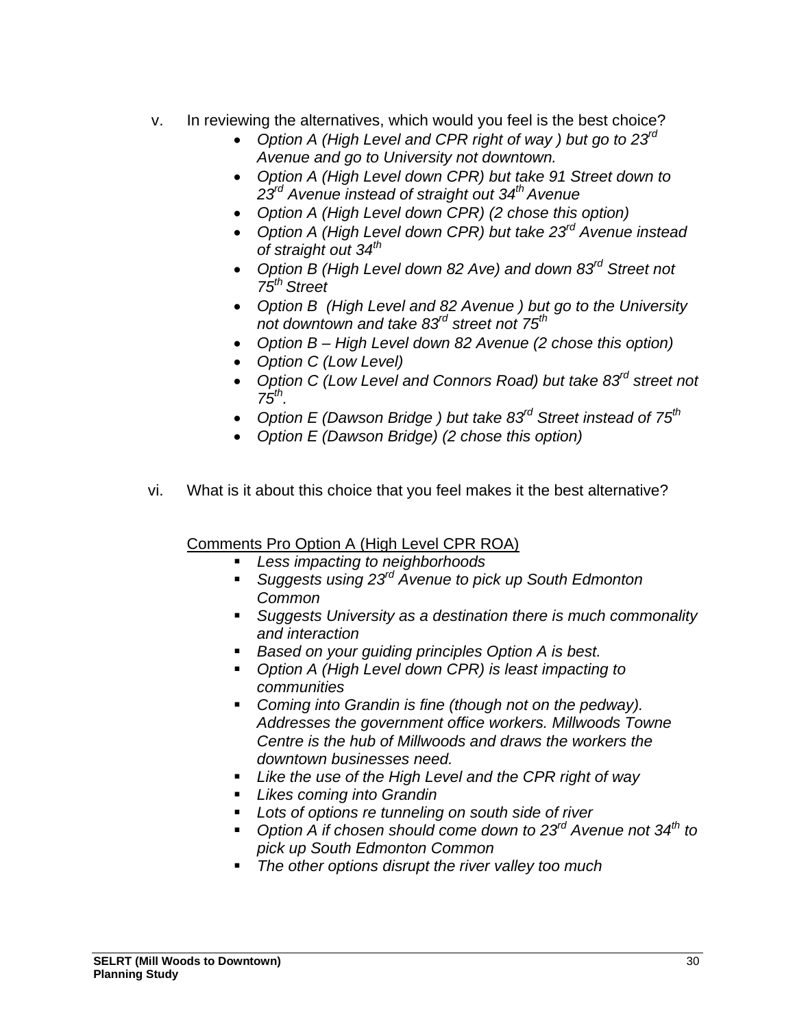v. In reviewing the alternatives, which would you feel is the best choice?

- *Option A (High Level and CPR right of way ) but go to 23rd Avenue and go to University not downtown.*
- *Option A (High Level down CPR) but take 91 Street down to 23rd Avenue instead of straight out 34th Avenue*
- *Option A (High Level down CPR) (2 chose this option)*
- *Option A (High Level down CPR) but take 23rd Avenue instead of straight out 34th*
- *Option B (High Level down 82 Ave) and down 83rd Street not 75th Street*
- *Option B (High Level and 82 Avenue ) but go to the University not downtown and take 83rd street not 75th*
- *Option B – High Level down 82 Avenue (2 chose this option)*
- *Option C (Low Level)*
- *Option C (Low Level and Connors Road) but take 83rd street not 75th.*
- *Option E (Dawson Bridge ) but take 83rd Street instead of 75th*
- *Option E (Dawson Bridge) (2 chose this option)*

vi. What is it about this choice that you feel makes it the best alternative?

<u>Comments Pro Option A (High Level CPR ROA)</u>

- *Less impacting to neighborhoods*
- *Suggests using 23rd Avenue to pick up South Edmonton Common*
- *Suggests University as a destination there is much commonality and interaction*
- *Based on your guiding principles Option A is best.*
- *Option A (High Level down CPR) is least impacting to communities*
- *Coming into Grandin is fine (though not on the pedway). Addresses the government office workers. Millwoods Towne Centre is the hub of Millwoods and draws the workers the downtown businesses need.*
- *Like the use of the High Level and the CPR right of way*
- *Likes coming into Grandin*
- *Lots of options re tunneling on south side of river*
- *Option A if chosen should come down to 23rd Avenue not 34th to pick up South Edmonton Common*
- *The other options disrupt the river valley too much*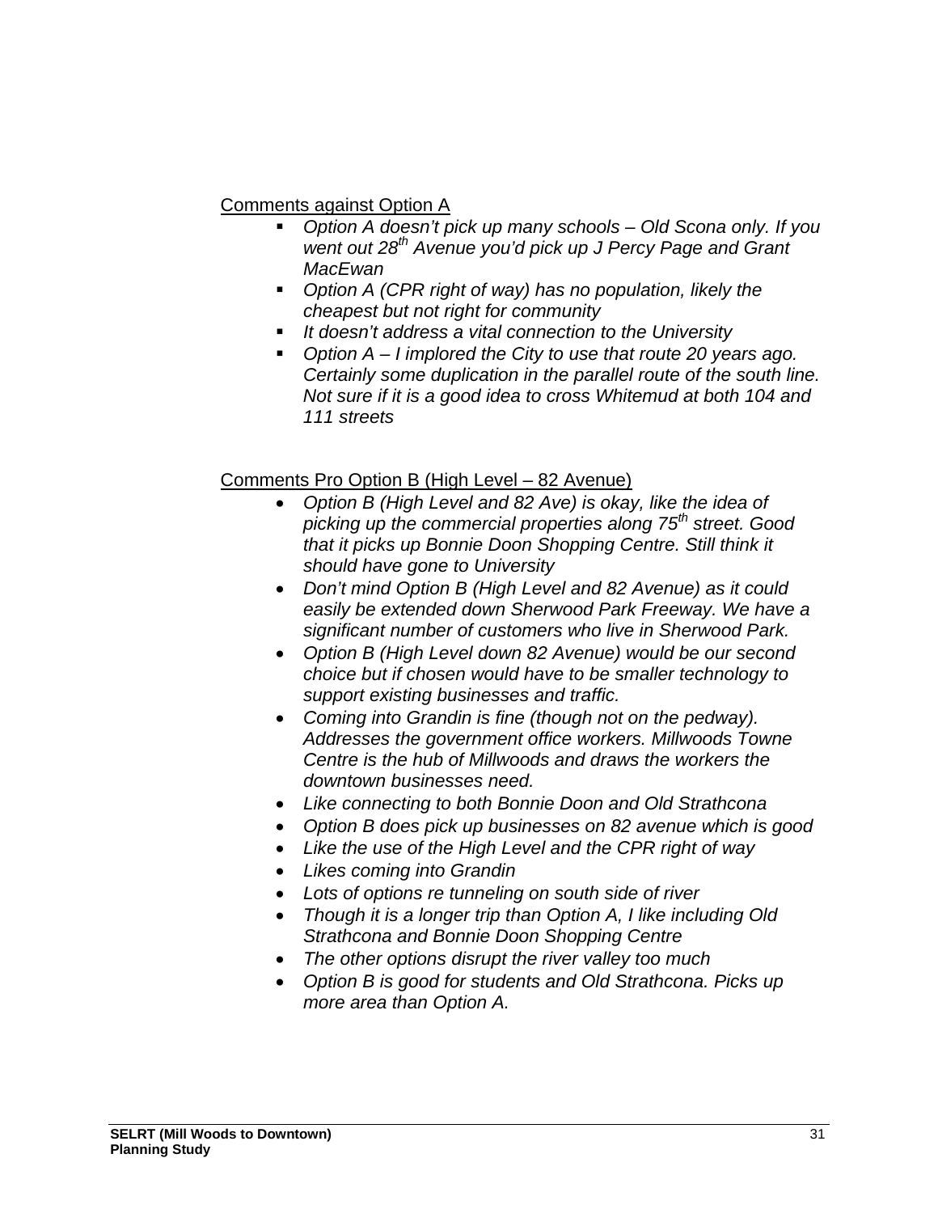Comments against Option A

- *Option A doesn't pick up many schools – Old Scona only. If you went out 28th Avenue you'd pick up J Percy Page and Grant MacEwan*
- *Option A (CPR right of way) has no population, likely the cheapest but not right for community*
- *It doesn't address a vital connection to the University*
- *Option A – I implored the City to use that route 20 years ago. Certainly some duplication in the parallel route of the south line. Not sure if it is a good idea to cross Whitemud at both 104 and 111 streets*

Comments Pro Option B (High Level – 82 Avenue)

- *Option B (High Level and 82 Ave) is okay, like the idea of picking up the commercial properties along 75th street. Good that it picks up Bonnie Doon Shopping Centre. Still think it should have gone to University*
- *Don't mind Option B (High Level and 82 Avenue) as it could easily be extended down Sherwood Park Freeway. We have a significant number of customers who live in Sherwood Park.*
- *Option B (High Level down 82 Avenue) would be our second choice but if chosen would have to be smaller technology to support existing businesses and traffic.*
- *Coming into Grandin is fine (though not on the pedway). Addresses the government office workers. Millwoods Towne Centre is the hub of Millwoods and draws the workers the downtown businesses need.*
- *Like connecting to both Bonnie Doon and Old Strathcona*
- *Option B does pick up businesses on 82 avenue which is good*
- *Like the use of the High Level and the CPR right of way*
- *Likes coming into Grandin*
- *Lots of options re tunneling on south side of river*
- *Though it is a longer trip than Option A, I like including Old Strathcona and Bonnie Doon Shopping Centre*
- *The other options disrupt the river valley too much*
- *Option B is good for students and Old Strathcona. Picks up more area than Option A.*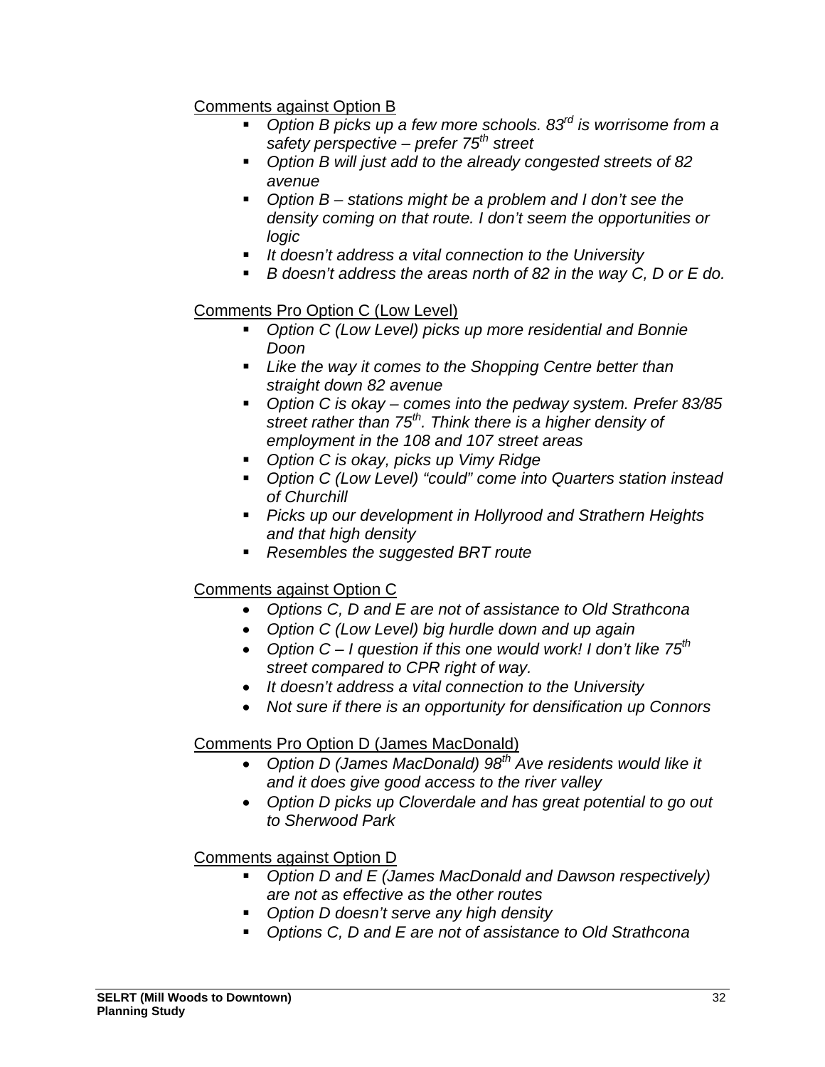Comments against Option B

- *Option B picks up a few more schools. 83rd is worrisome from a safety perspective – prefer 75th street*
- *Option B will just add to the already congested streets of 82 avenue*
- *Option B – stations might be a problem and I don't see the density coming on that route. I don't seem the opportunities or logic*
- *It doesn't address a vital connection to the University*
- *B doesn't address the areas north of 82 in the way C, D or E do.*

Comments Pro Option C (Low Level)

- *Option C (Low Level) picks up more residential and Bonnie Doon*
- *Like the way it comes to the Shopping Centre better than straight down 82 avenue*
- *Option C is okay – comes into the pedway system. Prefer 83/85 street rather than 75th. Think there is a higher density of employment in the 108 and 107 street areas*
- *Option C is okay, picks up Vimy Ridge*
- *Option C (Low Level) "could" come into Quarters station instead of Churchill*
- *Picks up our development in Hollyrood and Strathern Heights and that high density*
- *Resembles the suggested BRT route*

Comments against Option C

- *Options C, D and E are not of assistance to Old Strathcona*
- *Option C (Low Level) big hurdle down and up again*
- *Option C – I question if this one would work! I don't like 75th street compared to CPR right of way.*
- *It doesn't address a vital connection to the University*
- *Not sure if there is an opportunity for densification up Connors*

Comments Pro Option D (James MacDonald)

- *Option D (James MacDonald) 98th Ave residents would like it and it does give good access to the river valley*
- *Option D picks up Cloverdale and has great potential to go out to Sherwood Park*

Comments against Option D

- *Option D and E (James MacDonald and Dawson respectively) are not as effective as the other routes*
- *Option D doesn't serve any high density*
- *Options C, D and E are not of assistance to Old Strathcona*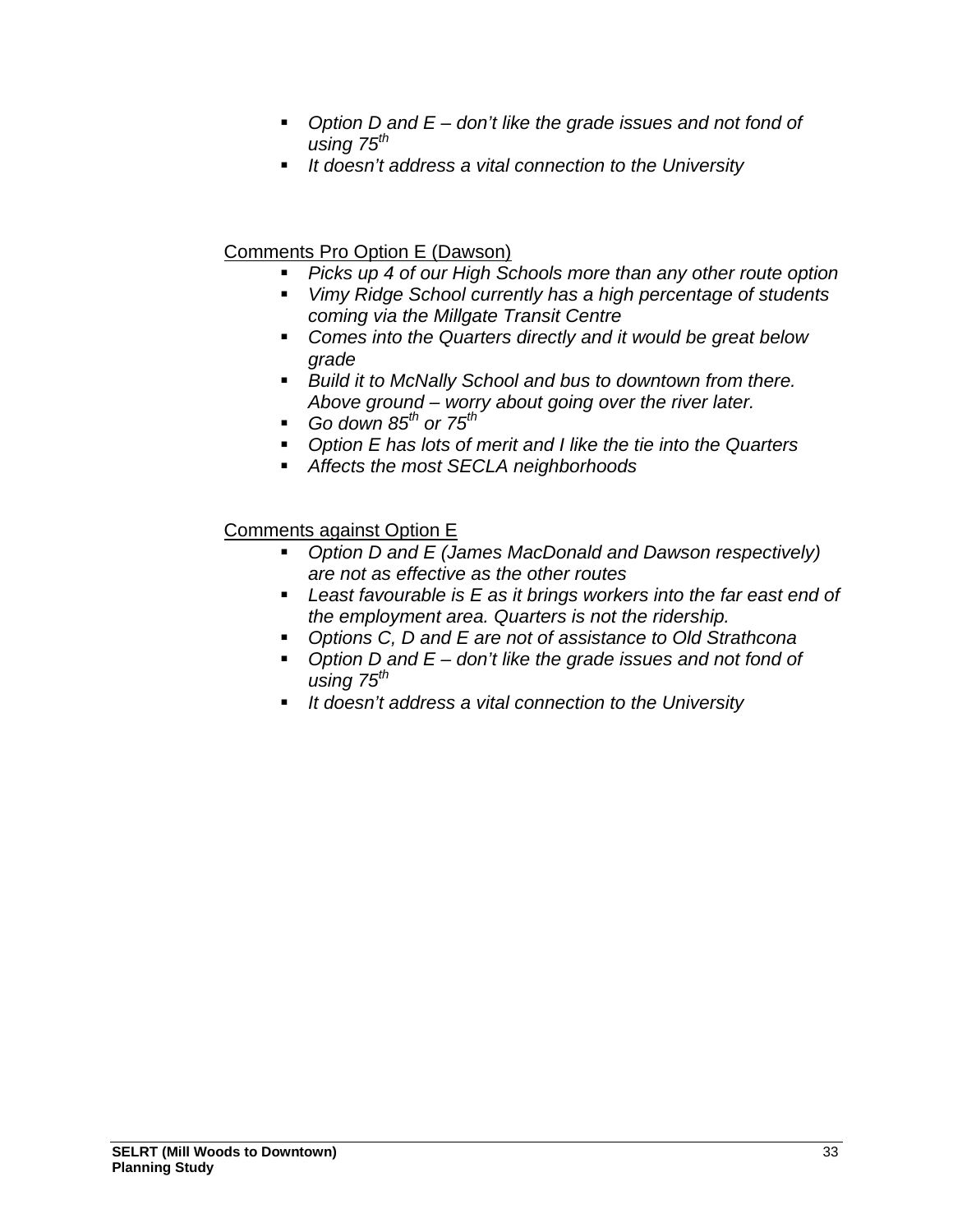- *Option D and E – don't like the grade issues and not fond of using 75$^{th}$*
- *It doesn't address a vital connection to the University*

Comments Pro Option E (Dawson)

- *Picks up 4 of our High Schools more than any other route option*
- *Vimy Ridge School currently has a high percentage of students coming via the Millgate Transit Centre*
- *Comes into the Quarters directly and it would be great below grade*
- *Build it to McNally School and bus to downtown from there. Above ground – worry about going over the river later.*
- *Go down 85$^{th}$ or 75$^{th}$*
- *Option E has lots of merit and I like the tie into the Quarters*
- *Affects the most SECLA neighborhoods*

Comments against Option E

- *Option D and E (James MacDonald and Dawson respectively) are not as effective as the other routes*
- *Least favourable is E as it brings workers into the far east end of the employment area. Quarters is not the ridership.*
- *Options C, D and E are not of assistance to Old Strathcona*
- *Option D and E – don't like the grade issues and not fond of using 75$^{th}$*
- *It doesn't address a vital connection to the University*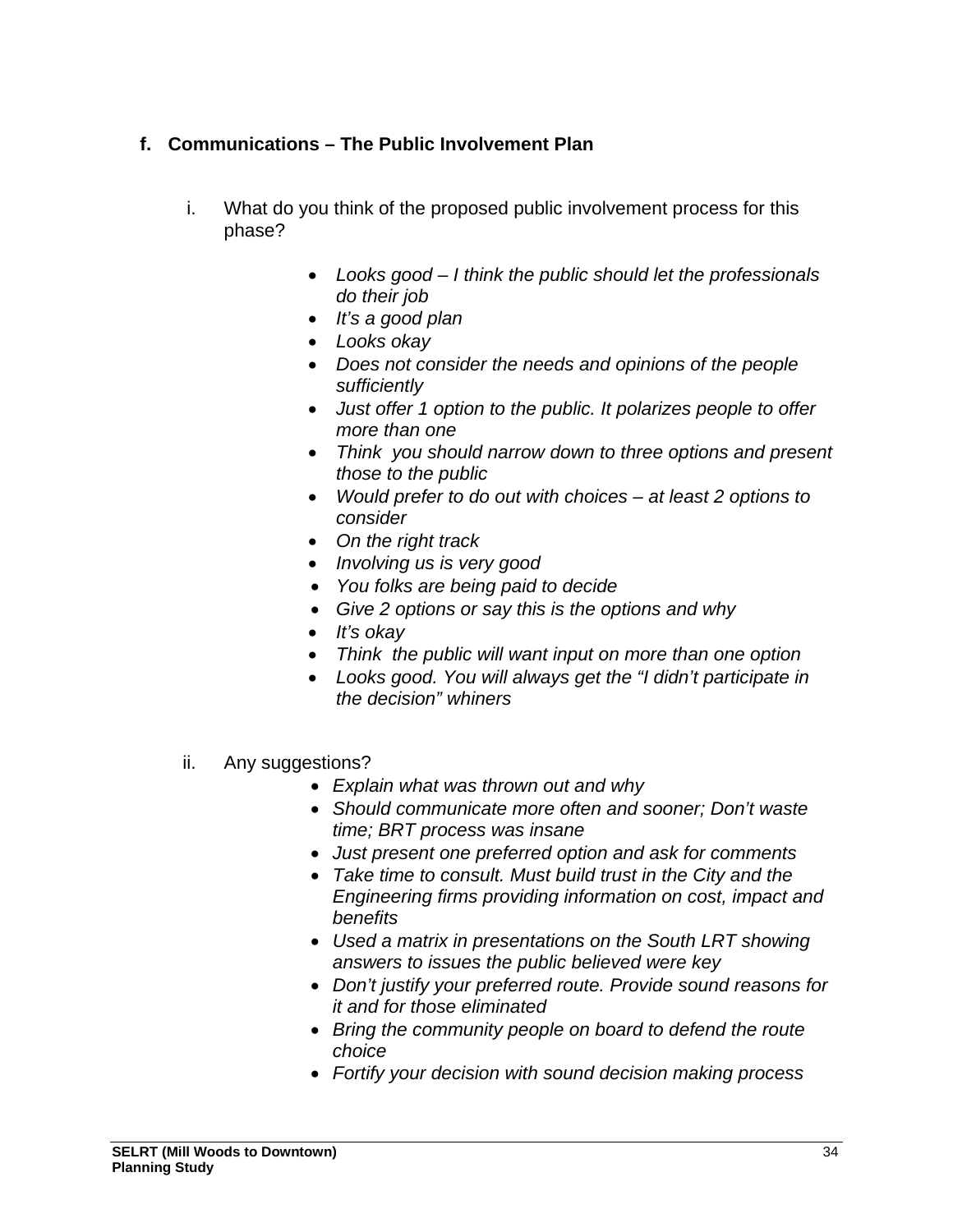### f. Communications – The Public Involvement Plan

i. What do you think of the proposed public involvement process for this phase?

- *Looks good – I think the public should let the professionals do their job*
- *It's a good plan*
- *Looks okay*
- *Does not consider the needs and opinions of the people sufficiently*
- *Just offer 1 option to the public. It polarizes people to offer more than one*
- *Think you should narrow down to three options and present those to the public*
- *Would prefer to do out with choices – at least 2 options to consider*
- *On the right track*
- *Involving us is very good*
- *You folks are being paid to decide*
- *Give 2 options or say this is the options and why*
- *It's okay*
- *Think the public will want input on more than one option*
- *Looks good. You will always get the "I didn't participate in the decision" whiners*

ii. Any suggestions?

- *Explain what was thrown out and why*
- *Should communicate more often and sooner; Don't waste time; BRT process was insane*
- *Just present one preferred option and ask for comments*
- *Take time to consult. Must build trust in the City and the Engineering firms providing information on cost, impact and benefits*
- *Used a matrix in presentations on the South LRT showing answers to issues the public believed were key*
- *Don't justify your preferred route. Provide sound reasons for it and for those eliminated*
- *Bring the community people on board to defend the route choice*
- *Fortify your decision with sound decision making process*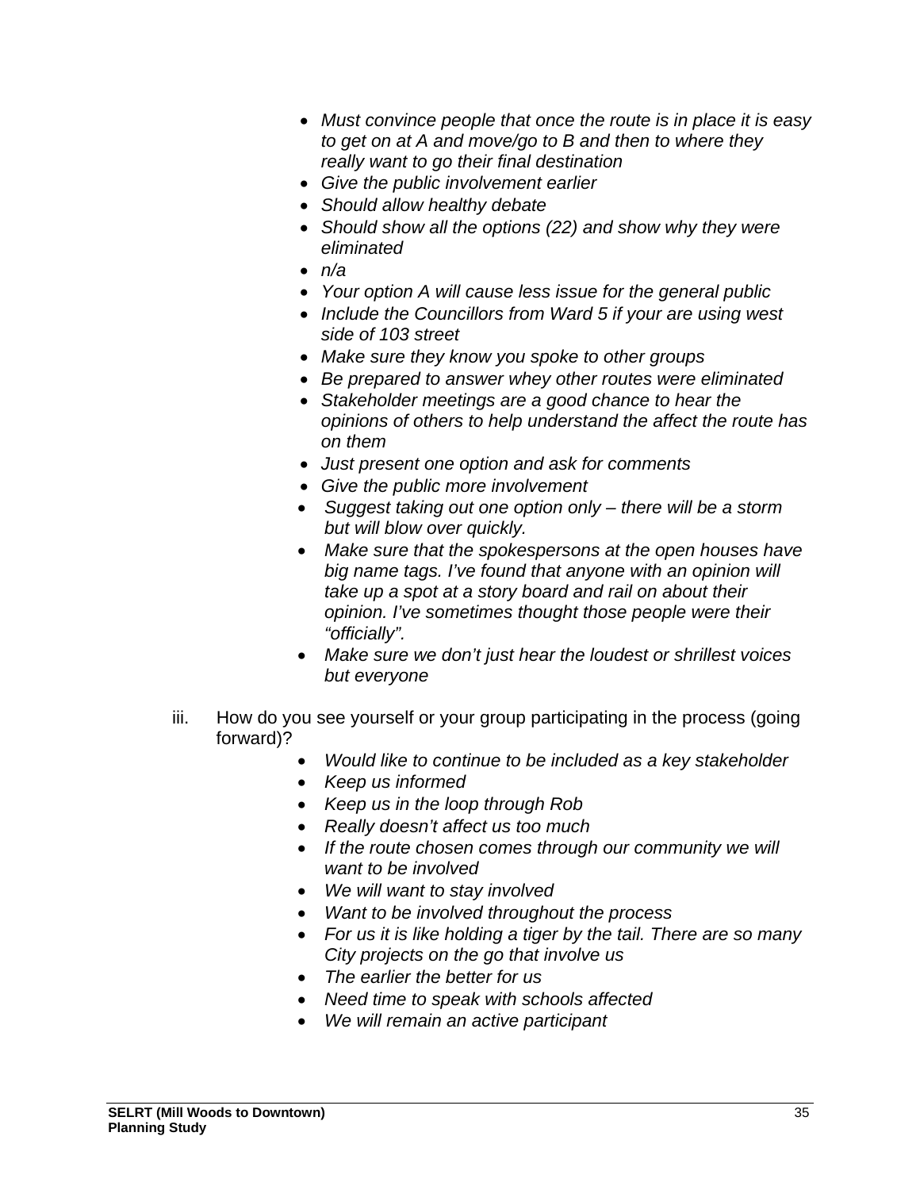- *Must convince people that once the route is in place it is easy to get on at A and move/go to B and then to where they really want to go their final destination*
- *Give the public involvement earlier*
- *Should allow healthy debate*
- *Should show all the options (22) and show why they were eliminated*
- *n/a*
- *Your option A will cause less issue for the general public*
- *Include the Councillors from Ward 5 if your are using west side of 103 street*
- *Make sure they know you spoke to other groups*
- *Be prepared to answer whey other routes were eliminated*
- *Stakeholder meetings are a good chance to hear the opinions of others to help understand the affect the route has on them*
- *Just present one option and ask for comments*
- *Give the public more involvement*
- *Suggest taking out one option only – there will be a storm but will blow over quickly.*
- *Make sure that the spokespersons at the open houses have big name tags. I've found that anyone with an opinion will take up a spot at a story board and rail on about their opinion. I've sometimes thought those people were their "officially".*
- *Make sure we don't just hear the loudest or shrillest voices but everyone*

iii. How do you see yourself or your group participating in the process (going forward)?

- *Would like to continue to be included as a key stakeholder*
- *Keep us informed*
- *Keep us in the loop through Rob*
- *Really doesn't affect us too much*
- *If the route chosen comes through our community we will want to be involved*
- *We will want to stay involved*
- *Want to be involved throughout the process*
- *For us it is like holding a tiger by the tail. There are so many City projects on the go that involve us*
- *The earlier the better for us*
- *Need time to speak with schools affected*
- *We will remain an active participant*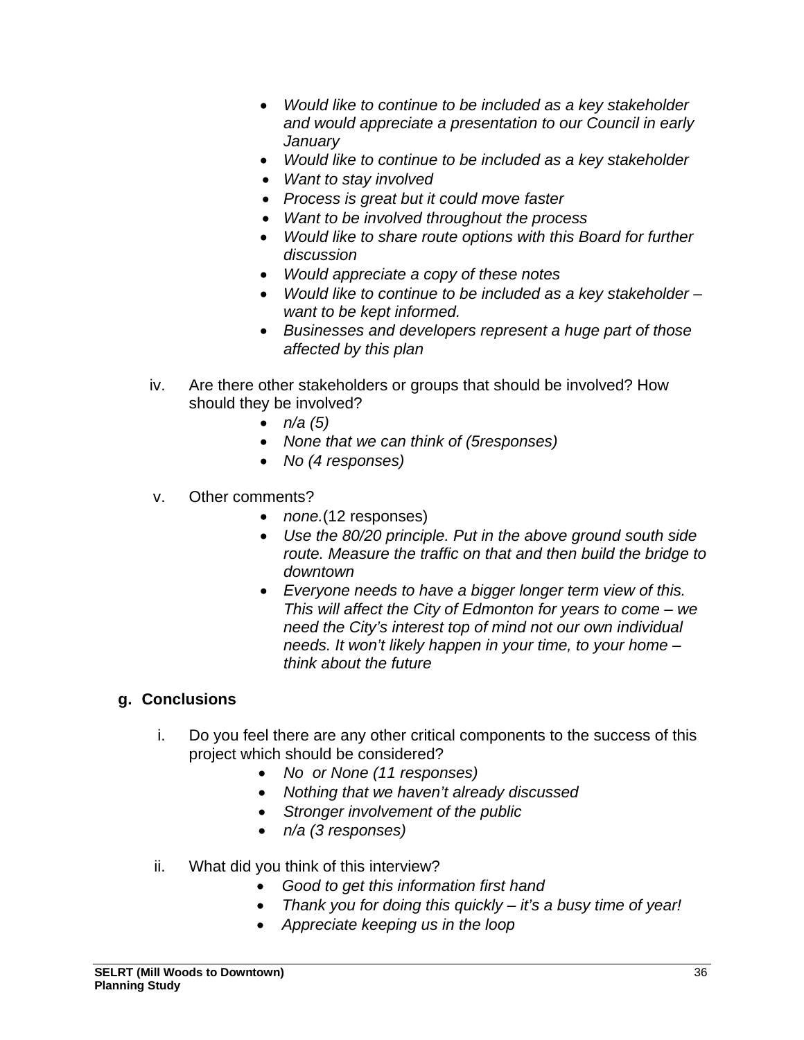- *Would like to continue to be included as a key stakeholder and would appreciate a presentation to our Council in early January*
- *Would like to continue to be included as a key stakeholder*
- *Want to stay involved*
- *Process is great but it could move faster*
- *Want to be involved throughout the process*
- *Would like to share route options with this Board for further discussion*
- *Would appreciate a copy of these notes*
- *Would like to continue to be included as a key stakeholder – want to be kept informed.*
- *Businesses and developers represent a huge part of those affected by this plan*

iv. Are there other stakeholders or groups that should be involved? How should they be involved?

- *n/a (5)*
- *None that we can think of (5responses)*
- *No (4 responses)*

v. Other comments?

- *none.*(12 responses)
- *Use the 80/20 principle. Put in the above ground south side route. Measure the traffic on that and then build the bridge to downtown*
- *Everyone needs to have a bigger longer term view of this. This will affect the City of Edmonton for years to come – we need the City's interest top of mind not our own individual needs. It won't likely happen in your time, to your home – think about the future*

### g. Conclusions

i. Do you feel there are any other critical components to the success of this project which should be considered?

- *No or None (11 responses)*
- *Nothing that we haven't already discussed*
- *Stronger involvement of the public*
- *n/a (3 responses)*

ii. What did you think of this interview?

- *Good to get this information first hand*
- *Thank you for doing this quickly – it's a busy time of year!*
- *Appreciate keeping us in the loop*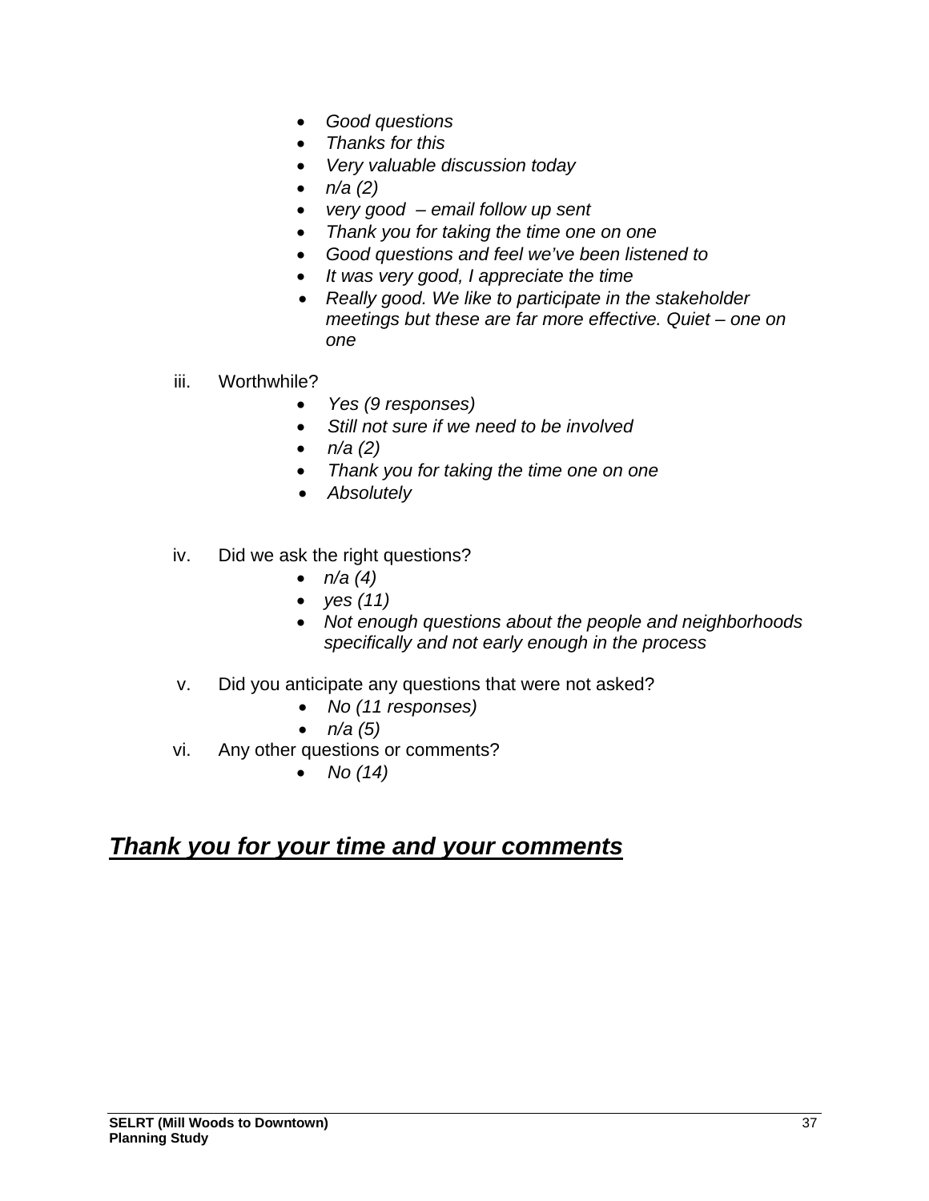- *Good questions*
- *Thanks for this*
- *Very valuable discussion today*
- *n/a (2)*
- *very good – email follow up sent*
- *Thank you for taking the time one on one*
- *Good questions and feel we've been listened to*
- *It was very good, I appreciate the time*
- *Really good. We like to participate in the stakeholder meetings but these are far more effective. Quiet – one on one*

iii. Worthwhile?

- *Yes (9 responses)*
- *Still not sure if we need to be involved*
- *n/a (2)*
- *Thank you for taking the time one on one*
- *Absolutely*

iv. Did we ask the right questions?

- *n/a (4)*
- *yes (11)*
- *Not enough questions about the people and neighborhoods specifically and not early enough in the process*

v. Did you anticipate any questions that were not asked?

- *No (11 responses)*
- *n/a (5)*

vi. Any other questions or comments?

- *No (14)*

## ***Thank you for your time and your comments***